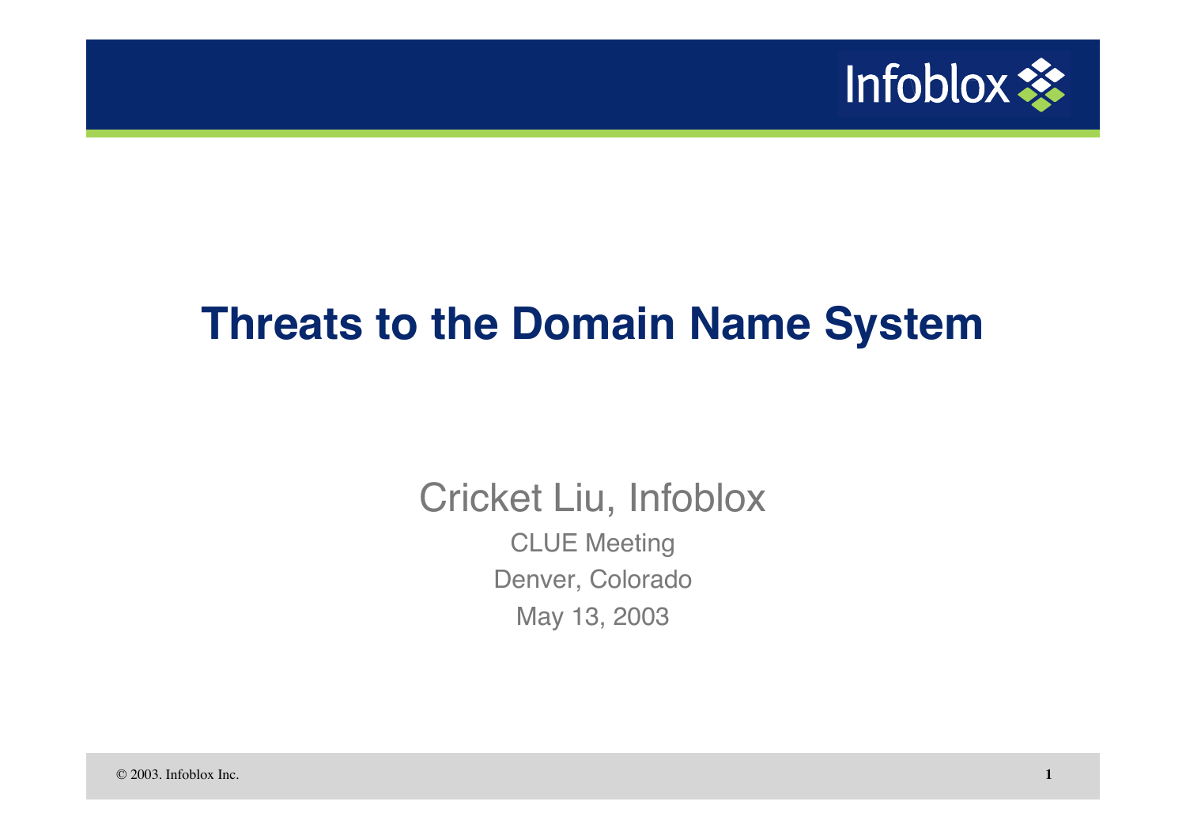# Threats to the Domain Name System

Cricket Liu, Infoblox

CLUE Meeting

Denver, Colorado

May 13, 2003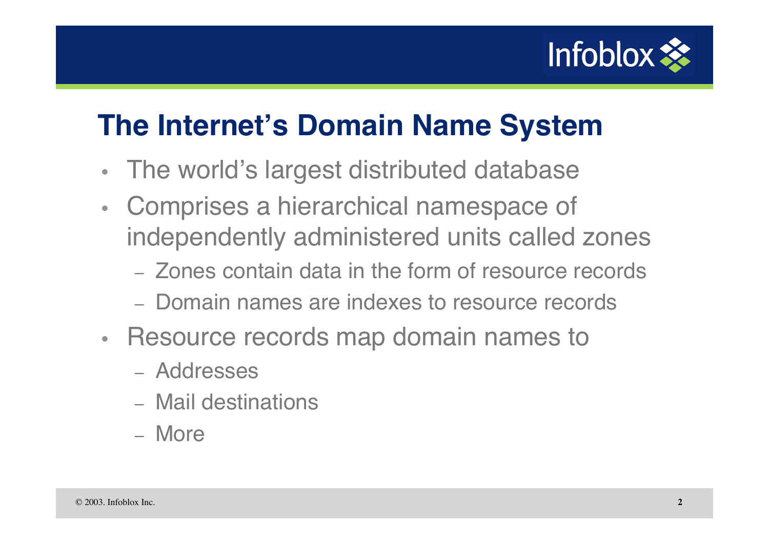## The Internet's Domain Name System

- The world's largest distributed database
- Comprises a hierarchical namespace of independently administered units called zones
  - Zones contain data in the form of resource records
  - Domain names are indexes to resource records
- Resource records map domain names to
  - Addresses
  - Mail destinations
  - More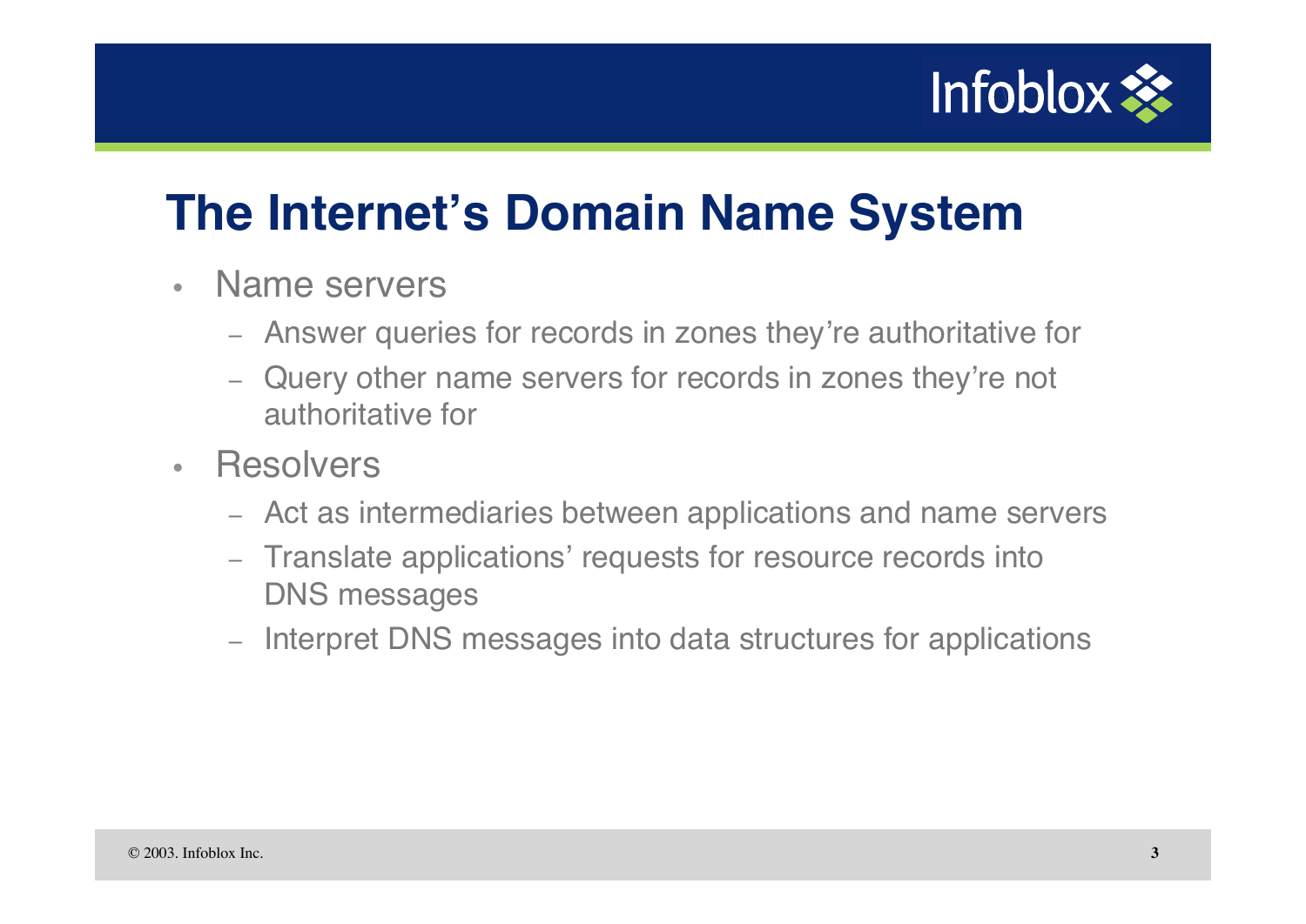# The Internet's Domain Name System

- Name servers
  - Answer queries for records in zones they're authoritative for
  - Query other name servers for records in zones they're not authoritative for
- Resolvers
  - Act as intermediaries between applications and name servers
  - Translate applications' requests for resource records into DNS messages
  - Interpret DNS messages into data structures for applications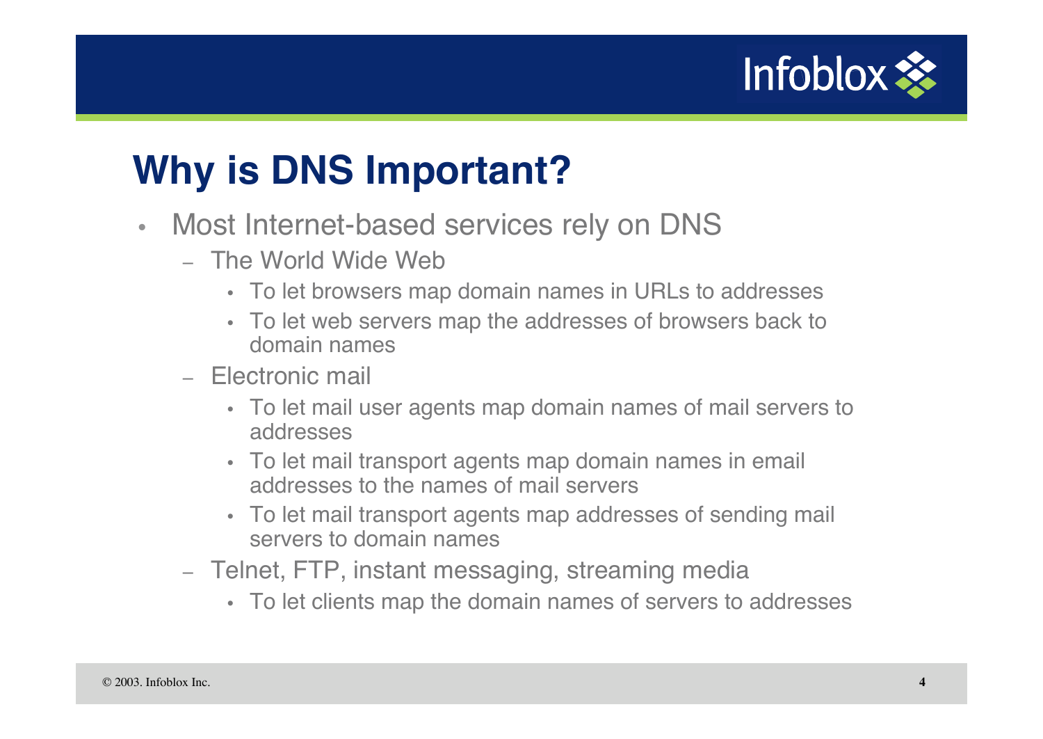# Why is DNS Important?

- Most Internet-based services rely on DNS
  - The World Wide Web
    - To let browsers map domain names in URLs to addresses
    - To let web servers map the addresses of browsers back to domain names
  - Electronic mail
    - To let mail user agents map domain names of mail servers to addresses
    - To let mail transport agents map domain names in email addresses to the names of mail servers
    - To let mail transport agents map addresses of sending mail servers to domain names
  - Telnet, FTP, instant messaging, streaming media
    - To let clients map the domain names of servers to addresses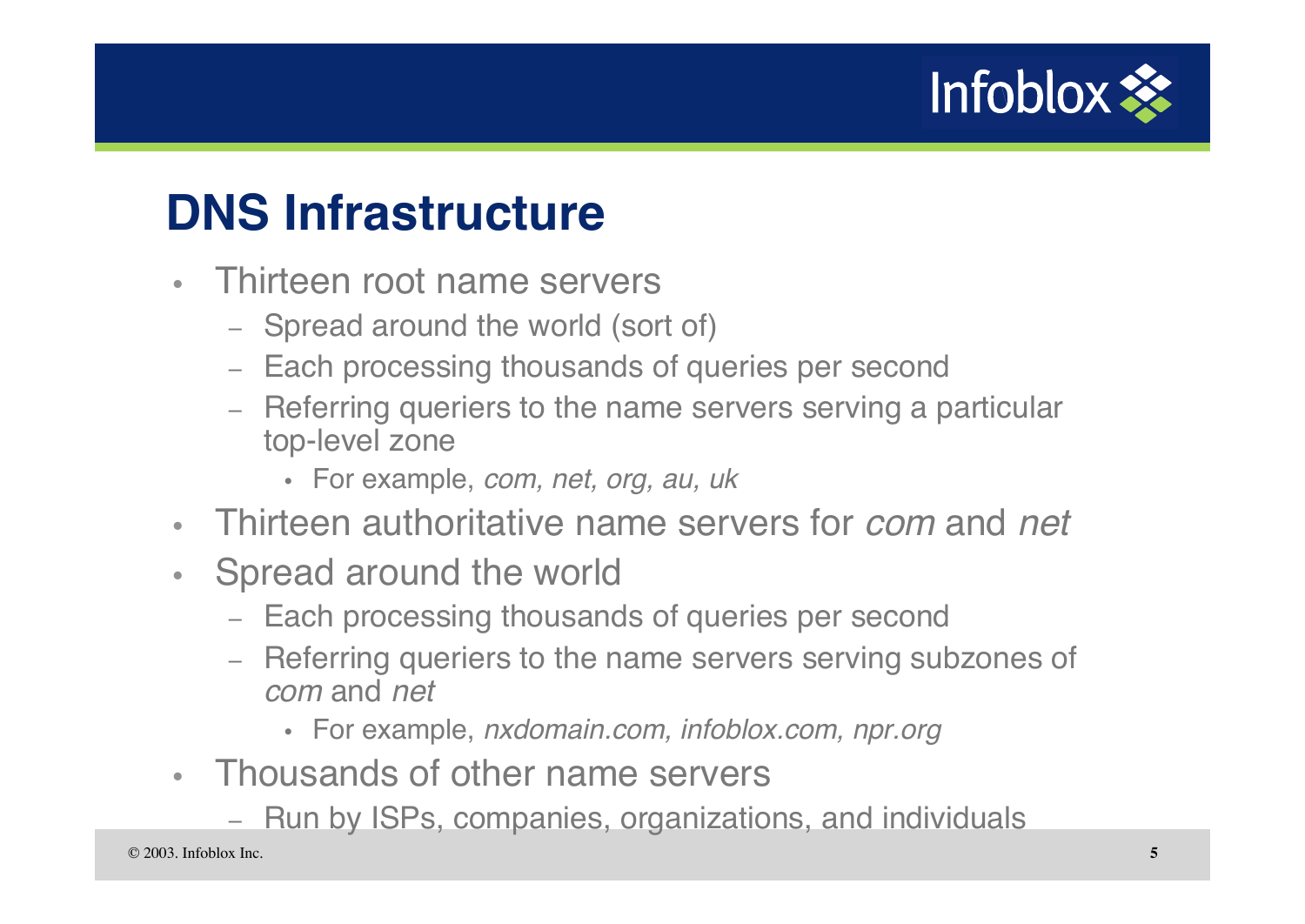# DNS Infrastructure

- Thirteen root name servers
  - Spread around the world (sort of)
  - Each processing thousands of queries per second
  - Referring queriers to the name servers serving a particular top-level zone
    - For example, *com, net, org, au, uk*
- Thirteen authoritative name servers for *com* and *net*
- Spread around the world
  - Each processing thousands of queries per second
  - Referring queriers to the name servers serving subzones of *com* and *net*
    - For example, *nxdomain.com, infoblox.com, npr.org*
- Thousands of other name servers
  - Run by ISPs, companies, organizations, and individuals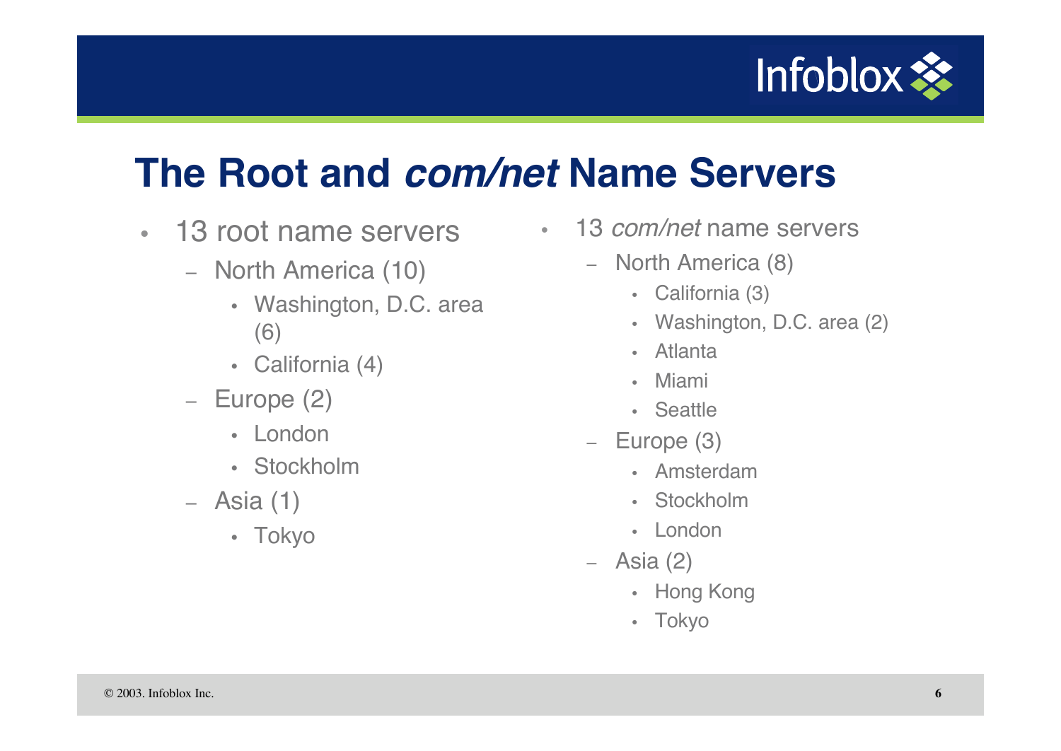# The Root and *com/net* Name Servers

- 13 root name servers
  - North America (10)
    - Washington, D.C. area (6)
    - California (4)
  - Europe (2)
    - London
    - Stockholm
  - Asia (1)
    - Tokyo

- 13 *com/net* name servers
  - North America (8)
    - California (3)
    - Washington, D.C. area (2)
    - Atlanta
    - Miami
    - Seattle
  - Europe (3)
    - Amsterdam
    - Stockholm
    - London
  - Asia (2)
    - Hong Kong
    - Tokyo

© 2003. Infoblox Inc.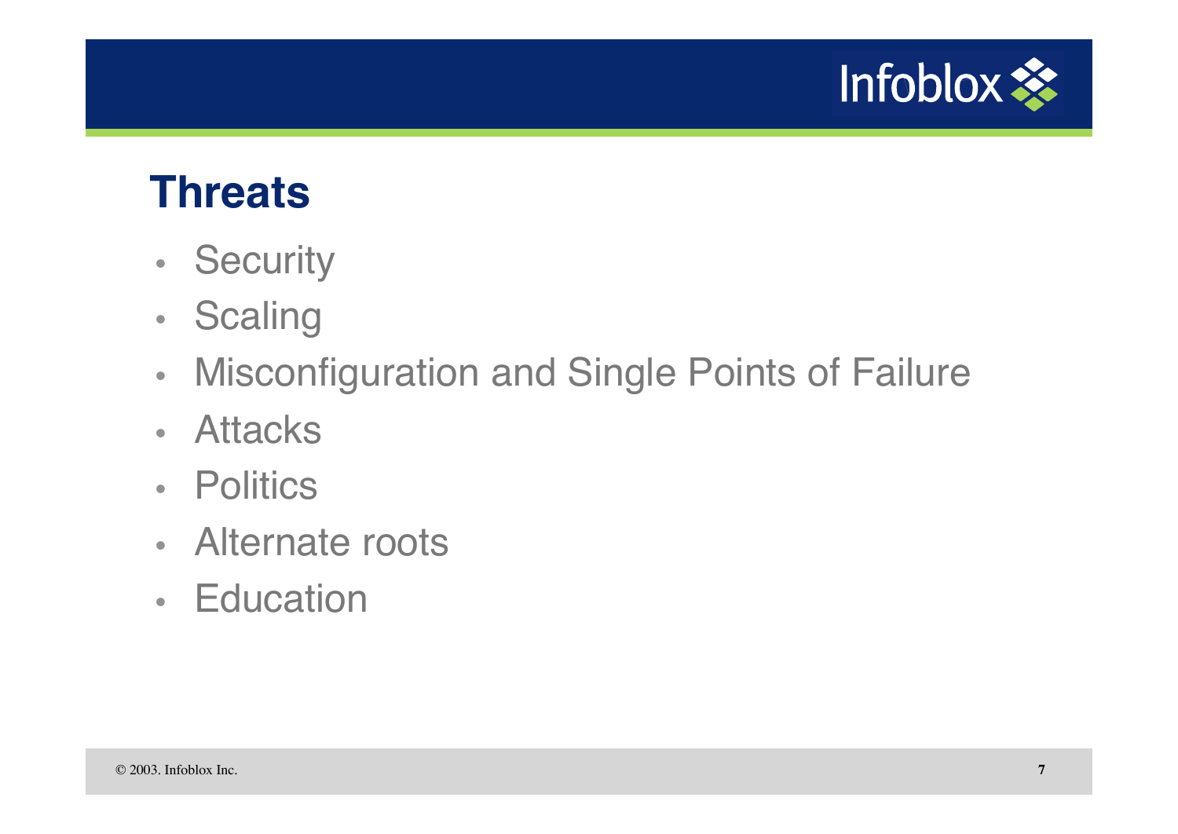# Threats

- Security
- Scaling
- Misconfiguration and Single Points of Failure
- Attacks
- Politics
- Alternate roots
- Education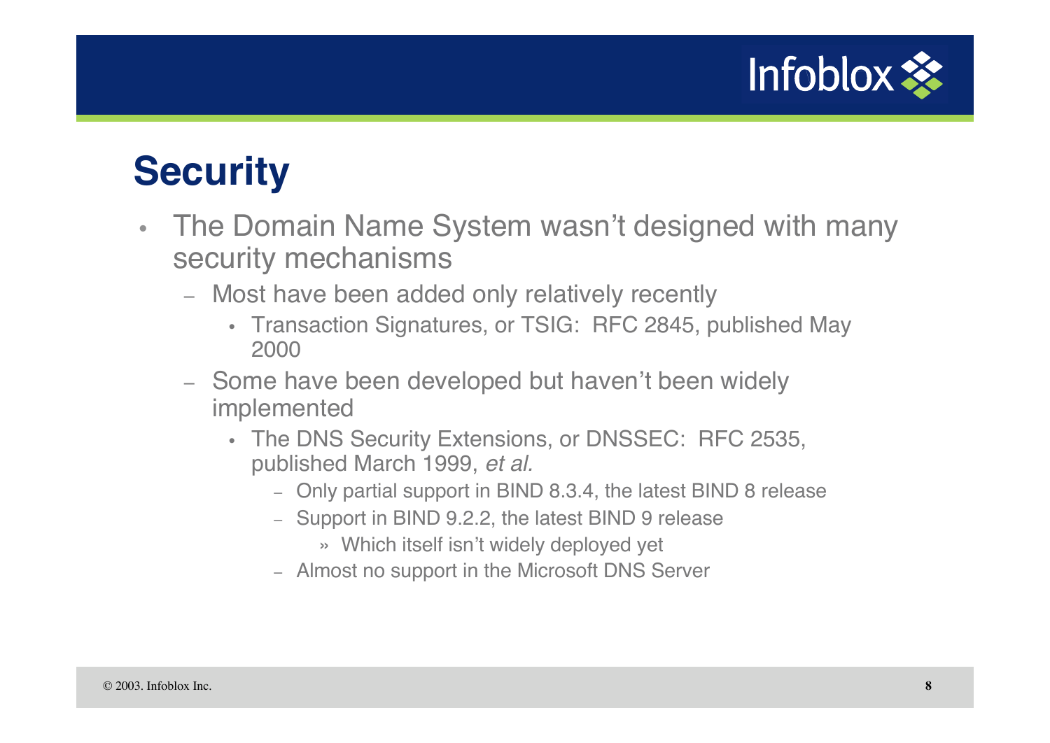# Security

- The Domain Name System wasn't designed with many security mechanisms
  - Most have been added only relatively recently
    - Transaction Signatures, or TSIG: RFC 2845, published May 2000
  - Some have been developed but haven't been widely implemented
    - The DNS Security Extensions, or DNSSEC: RFC 2535, published March 1999, *et al.*
      - Only partial support in BIND 8.3.4, the latest BIND 8 release
      - Support in BIND 9.2.2, the latest BIND 9 release
        - » Which itself isn't widely deployed yet
      - Almost no support in the Microsoft DNS Server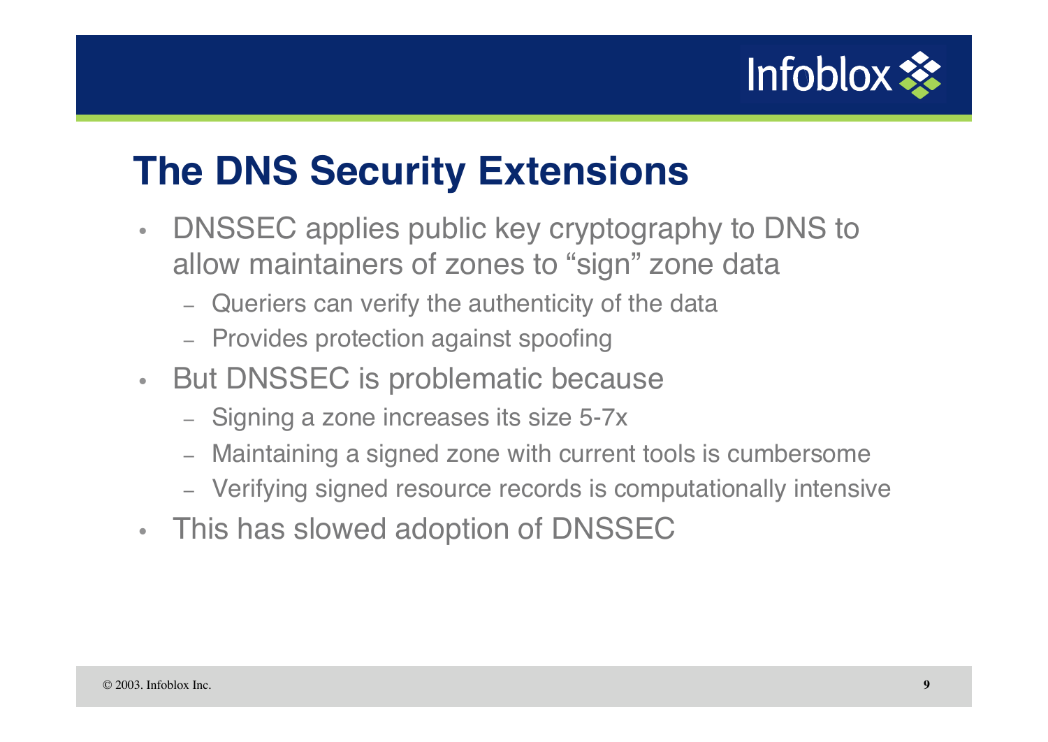# The DNS Security Extensions

- DNSSEC applies public key cryptography to DNS to allow maintainers of zones to "sign" zone data
  - Queriers can verify the authenticity of the data
  - Provides protection against spoofing
- But DNSSEC is problematic because
  - Signing a zone increases its size 5-7x
  - Maintaining a signed zone with current tools is cumbersome
  - Verifying signed resource records is computationally intensive
- This has slowed adoption of DNSSEC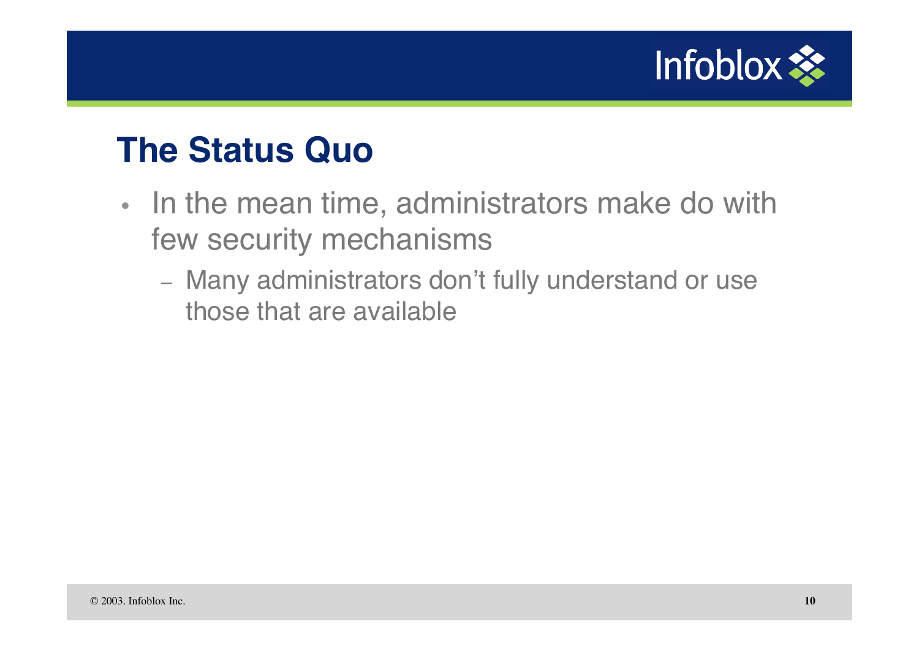# The Status Quo

- In the mean time, administrators make do with few security mechanisms
  - Many administrators don't fully understand or use those that are available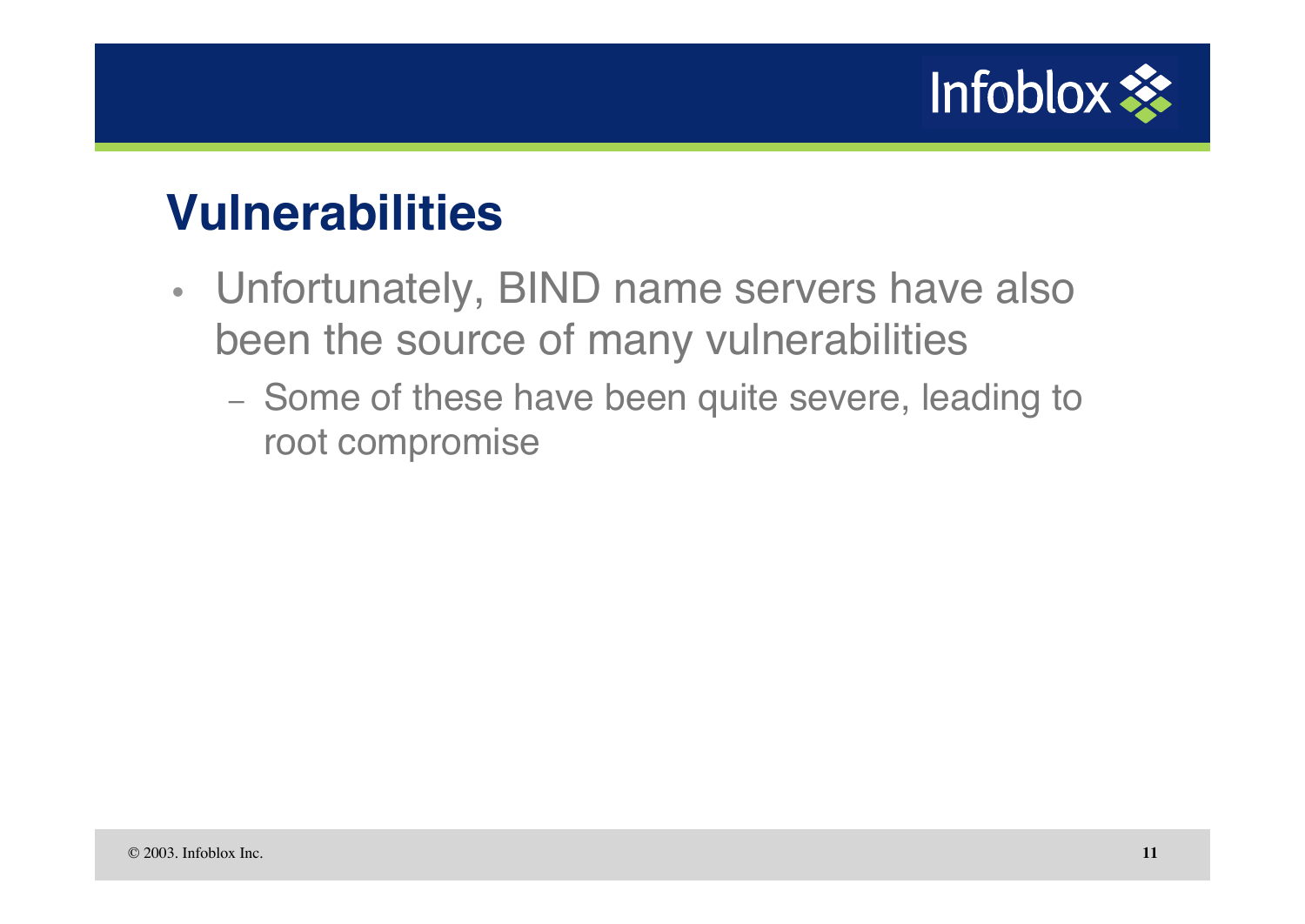# Vulnerabilities

- Unfortunately, BIND name servers have also been the source of many vulnerabilities
  - Some of these have been quite severe, leading to root compromise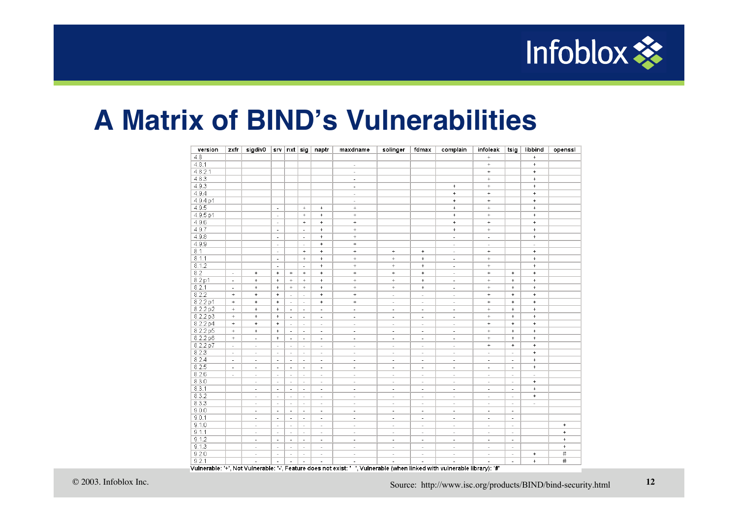# A Matrix of BIND's Vulnerabilities

| version | zxfr | sigdiv0 | srv | nxt | sig | naptr | maxdname | solinger | fdmax | complain | infoleak | tsig | libbind | openssl |
|---|---|---|---|---|---|---|---|---|---|---|---|---|---|---|
| 4.8 | | | | | | | | | | | + | | + | |
| 4.8.1 | | | | | | | - | | | | + | | + | |
| 4.8.2.1 | | | | | | | - | | | | + | | + | |
| 4.8.3 | | | | | | | - | | | | + | | + | |
| 4.9.3 | | | | | | | - | | | + | + | | + | |
| 4.9.4 | | | | | | | - | | | + | + | | + | |
| 4.9.4 p1 | | | | | | | - | | | + | + | | + | |
| 4.9.5 | | | - | | + | + | + | | | + | + | | + | |
| 4.9.5 p1 | | | - | | + | + | + | | | + | + | | + | |
| 4.9.6 | | | - | | + | + | + | | | + | + | | + | |
| 4.9.7 | | | - | | - | + | + | | | + | + | | + | |
| 4.9.8 | | | - | | - | + | + | | | - | - | | + | |
| 4.9.9 | | | - | | - | + | + | | | - | - | | - | |
| 8.1 | | | - | | + | + | + | + | + | - | + | | + | |
| 8.1.1 | | | - | | + | + | + | + | + | - | + | | + | |
| 8.1.2 | | | - | | - | + | + | + | + | - | + | | + | |
| 8.2 | - | + | + | + | + | + | + | + | + | - | + | + | + | |
| 8.2 p1 | - | + | + | + | + | + | + | + | + | - | + | + | + | |
| 8.2.1 | - | + | + | + | + | + | + | + | + | - | + | + | + | |
| 8.2.2 | + | + | + | - | - | + | + | - | - | - | + | + | + | |
| 8.2.2 p1 | + | + | + | - | - | + | + | - | - | - | + | + | + | |
| 8.2.2 p2 | + | + | + | - | - | - | - | - | - | - | + | + | + | |
| 8.2.2 p3 | + | + | + | - | - | - | - | - | - | - | + | + | + | |
| 8.2.2 p4 | + | + | + | - | - | - | - | - | - | - | + | + | + | |
| 8.2.2 p5 | + | + | + | - | - | - | - | - | - | - | + | + | + | |
| 8.2.2 p6 | + | - | + | - | - | - | - | - | - | - | + | + | + | |
| 8.2.2 p7 | - | - | - | - | - | - | - | - | - | - | + | + | + | |
| 8.2.3 | - | - | - | - | - | - | - | - | - | - | - | - | + | |
| 8.2.4 | - | - | - | - | - | - | - | - | - | - | - | - | + | |
| 8.2.5 | - | - | - | - | - | - | - | - | - | - | - | - | + | |
| 8.2.6 | - | - | - | - | - | - | - | - | - | - | - | - | - | |
| 8.3.0 | | - | - | - | - | - | - | - | - | - | - | - | + | |
| 8.3.1 | | - | - | - | - | - | - | - | - | - | - | - | + | |
| 8.3.2 | | - | - | - | - | - | - | - | - | - | - | - | + | |
| 8.3.3 | | - | - | - | - | - | - | - | - | - | - | - | - | |
| 9.0.0 | | - | - | - | - | - | - | - | - | - | - | - | | |
| 9.0.1 | | - | - | - | - | - | - | - | - | - | - | - | | |
| 9.1.0 | | - | - | - | - | - | - | - | - | - | - | - | | + |
| 9.1.1 | | - | - | - | - | - | - | - | - | - | - | - | | + |
| 9.1.2 | | - | - | - | - | - | - | - | - | - | - | - | | + |
| 9.1.3 | | - | - | - | - | - | - | - | - | - | - | - | | + |
| 9.2.0 | | - | - | - | - | - | - | - | - | - | - | - | + | # |
| 9.2.1 | | - | - | - | - | - | - | - | - | - | - | - | + | # |

Vulnerable: '+', Not Vulnerable: '-', Feature does not exist: ' ', Vulnerable (when linked with vulnerable library): '#'

© 2003. Infoblox Inc.

Source: http://www.isc.org/products/BIND/bind-security.html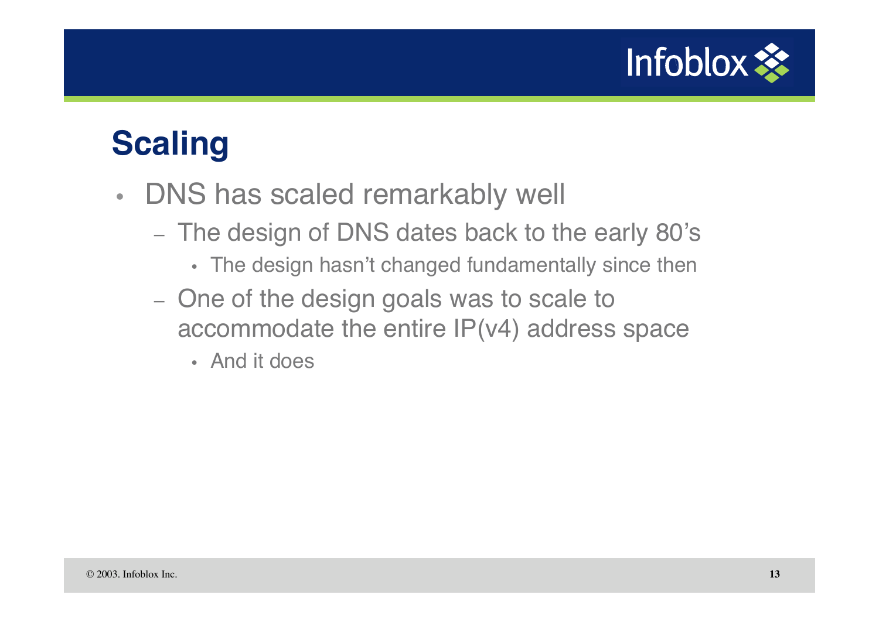## Scaling

- DNS has scaled remarkably well
  - The design of DNS dates back to the early 80's
    - The design hasn't changed fundamentally since then
  - One of the design goals was to scale to accommodate the entire IP(v4) address space
    - And it does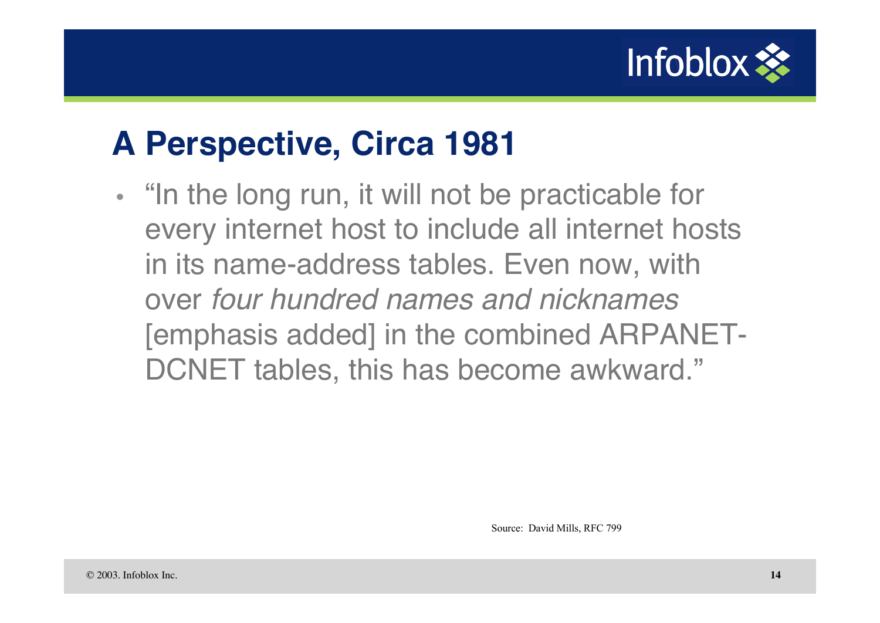# A Perspective, Circa 1981

- "In the long run, it will not be practicable for every internet host to include all internet hosts in its name-address tables. Even now, with over *four hundred names and nicknames* [emphasis added] in the combined ARPANET-DCNET tables, this has become awkward."

Source: David Mills, RFC 799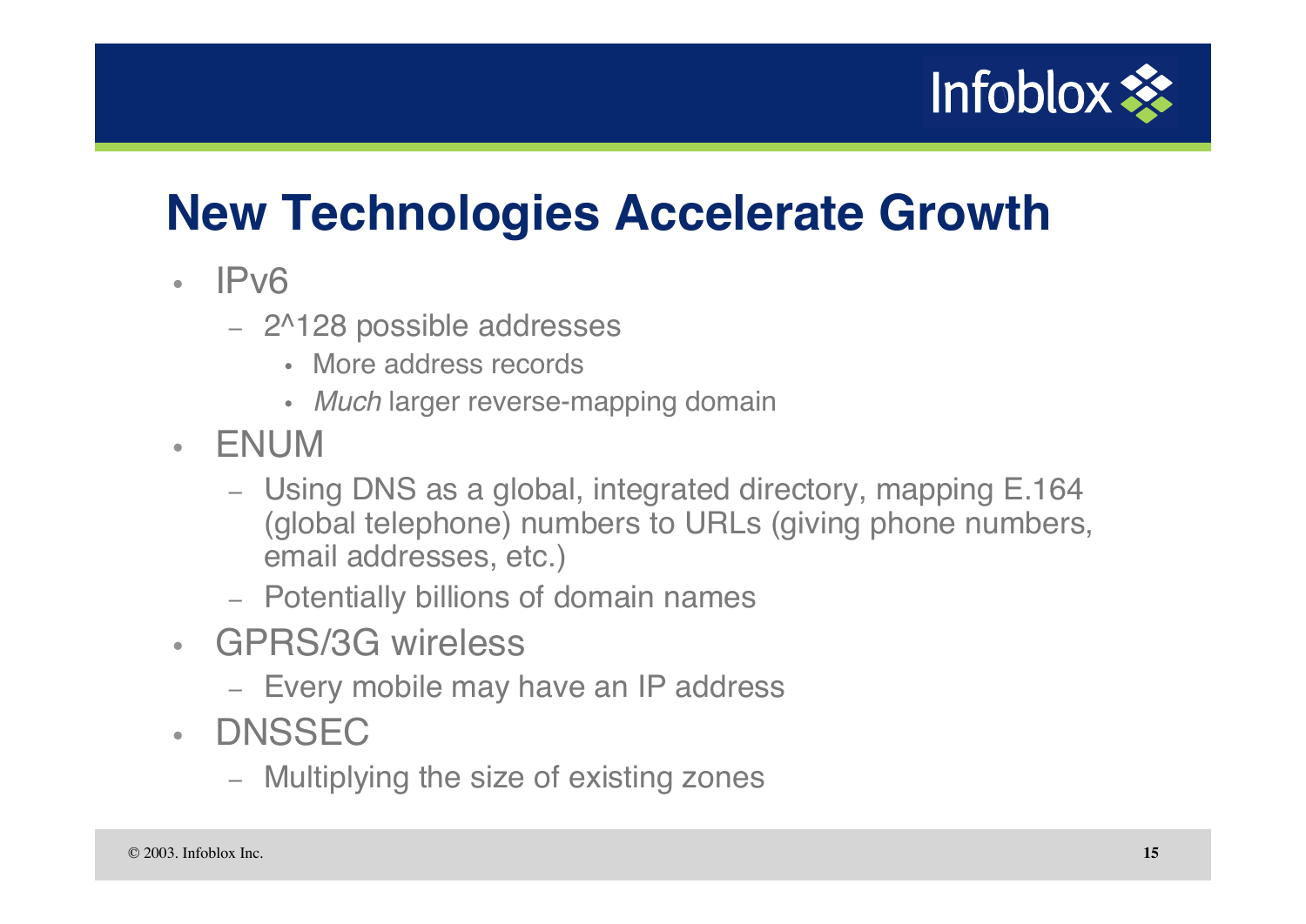# New Technologies Accelerate Growth

- IPv6
  - $2^{128}$ possible addresses
    - More address records
    - *Much* larger reverse-mapping domain
- ENUM
  - Using DNS as a global, integrated directory, mapping E.164 (global telephone) numbers to URLs (giving phone numbers, email addresses, etc.)
  - Potentially billions of domain names
- GPRS/3G wireless
  - Every mobile may have an IP address
- DNSSEC
  - Multiplying the size of existing zones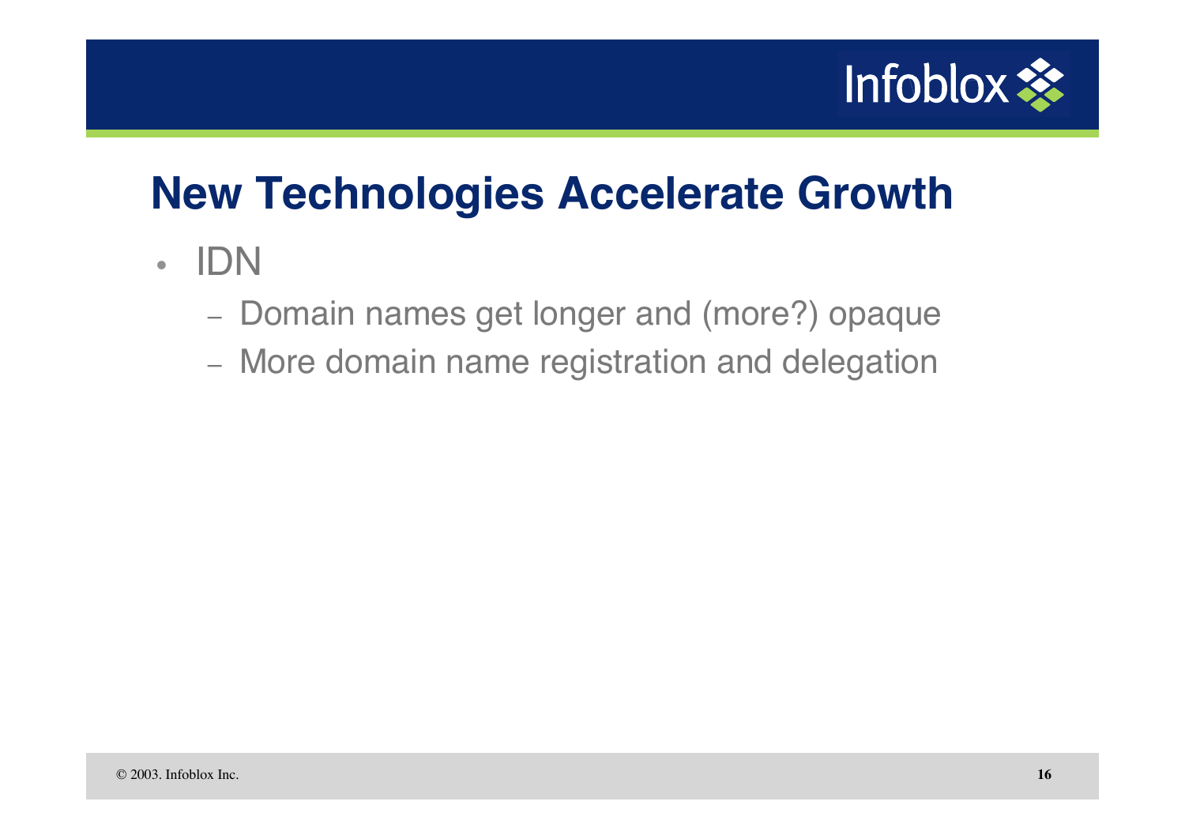# New Technologies Accelerate Growth

- IDN
  - Domain names get longer and (more?) opaque
  - More domain name registration and delegation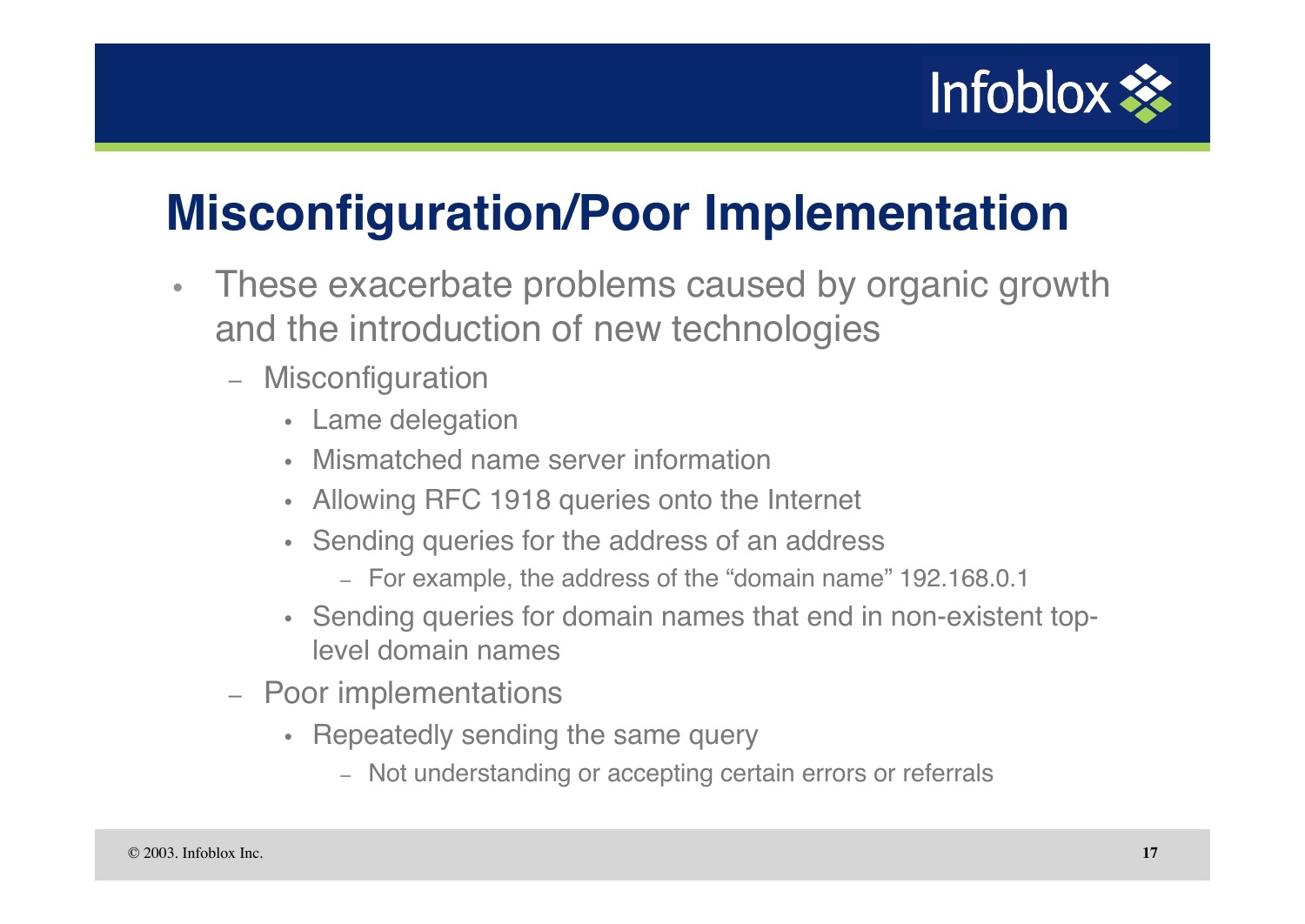# Misconfiguration/Poor Implementation

- These exacerbate problems caused by organic growth and the introduction of new technologies
  - Misconfiguration
    - Lame delegation
    - Mismatched name server information
    - Allowing RFC 1918 queries onto the Internet
    - Sending queries for the address of an address
      - For example, the address of the "domain name" 192.168.0.1
    - Sending queries for domain names that end in non-existent top-level domain names
  - Poor implementations
    - Repeatedly sending the same query
      - Not understanding or accepting certain errors or referrals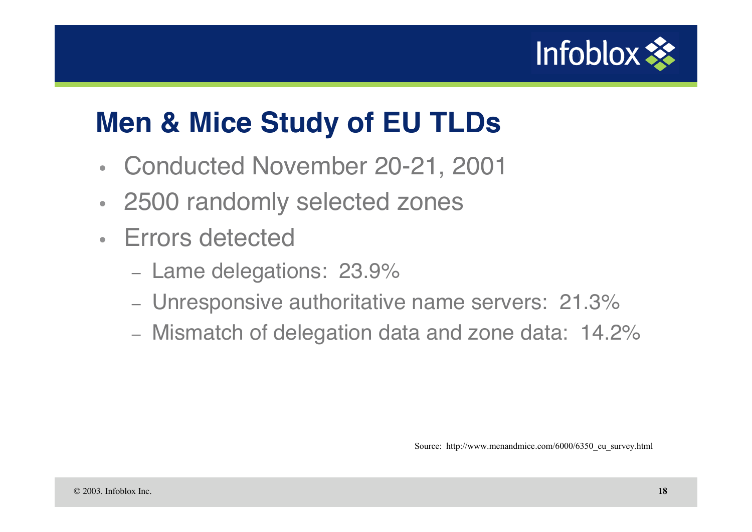# Men & Mice Study of EU TLDs

- Conducted November 20-21, 2001
- 2500 randomly selected zones
- Errors detected
  - Lame delegations: 23.9%
  - Unresponsive authoritative name servers: 21.3%
  - Mismatch of delegation data and zone data: 14.2%

Source: http://www.menandmice.com/6000/6350_eu_survey.html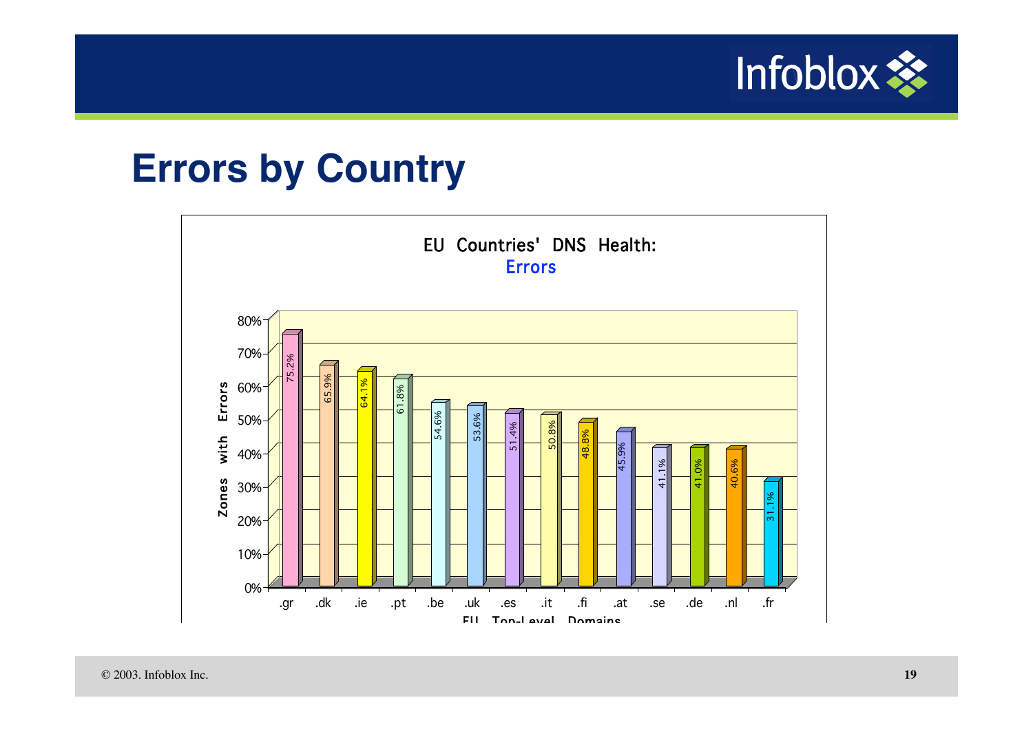# Errors by Country

EU Countries' DNS Health:
Errors

| EU Top-Level Domains | Zones with Errors |
|---|---|
| .gr | 75.2% |
| .dk | 65.9% |
| .ie | 64.1% |
| .pt | 61.8% |
| .be | 54.6% |
| .uk | 53.6% |
| .es | 51.4% |
| .it | 50.8% |
| .fi | 48.8% |
| .at | 45.9% |
| .se | 41.1% |
| .de | 41.0% |
| .nl | 40.6% |
| .fr | 31.1% |

© 2003. Infoblox Inc.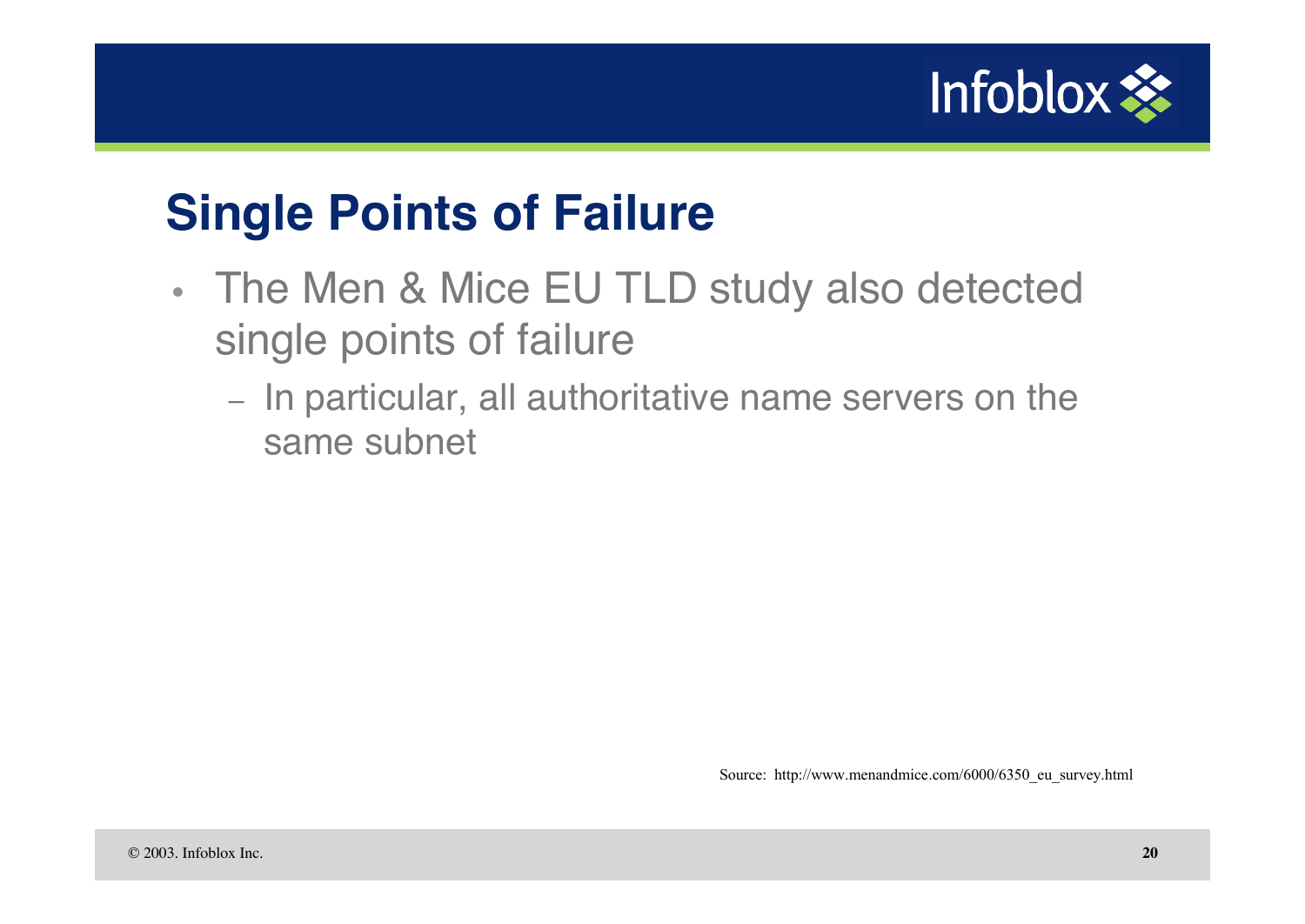## Single Points of Failure

- The Men & Mice EU TLD study also detected single points of failure
  - In particular, all authoritative name servers on the same subnet

Source: http://www.menandmice.com/6000/6350_eu_survey.html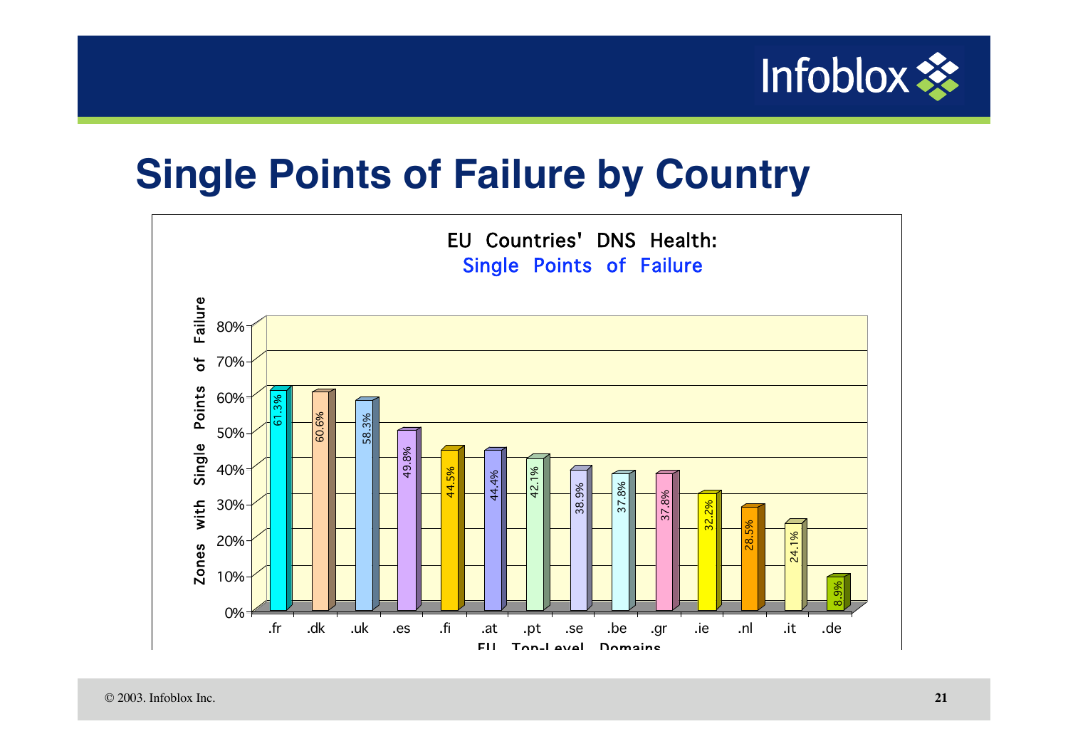# Single Points of Failure by Country

**EU Countries' DNS Health:**
**Single Points of Failure**

| EU Top-Level Domains | Zones with Single Points of Failure |
|---|---|
| .fr | 61.3% |
| .dk | 60.6% |
| .uk | 58.3% |
| .es | 49.8% |
| .fi | 44.5% |
| .at | 44.4% |
| .pt | 42.1% |
| .se | 38.9% |
| .be | 37.8% |
| .gr | 37.8% |
| .ie | 32.2% |
| .nl | 28.5% |
| .it | 24.1% |
| .de | 8.9% |

© 2003. Infoblox Inc.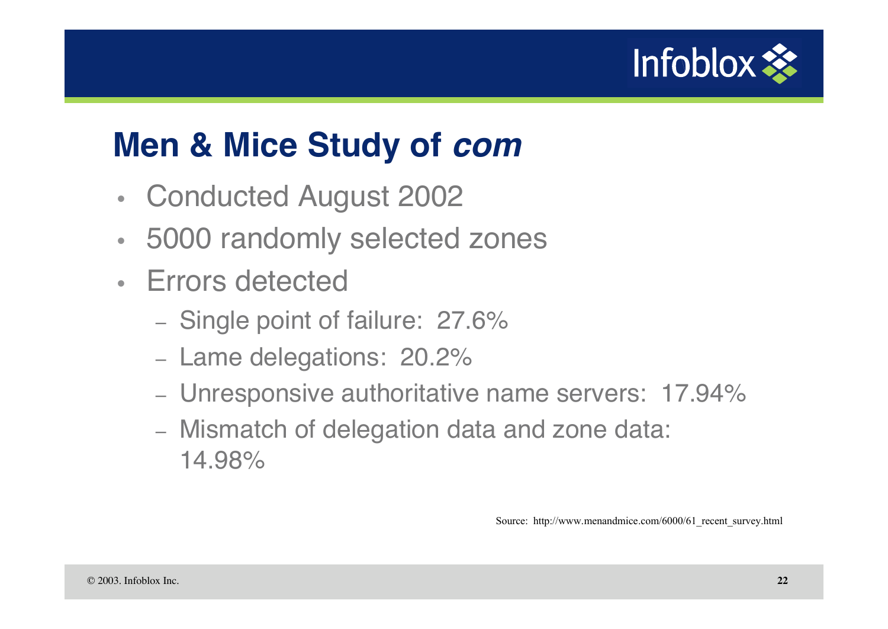## Men & Mice Study of *com*

- Conducted August 2002
- 5000 randomly selected zones
- Errors detected
  - Single point of failure: 27.6%
  - Lame delegations: 20.2%
  - Unresponsive authoritative name servers: 17.94%
  - Mismatch of delegation data and zone data: 14.98%

Source: http://www.menandmice.com/6000/61_recent_survey.html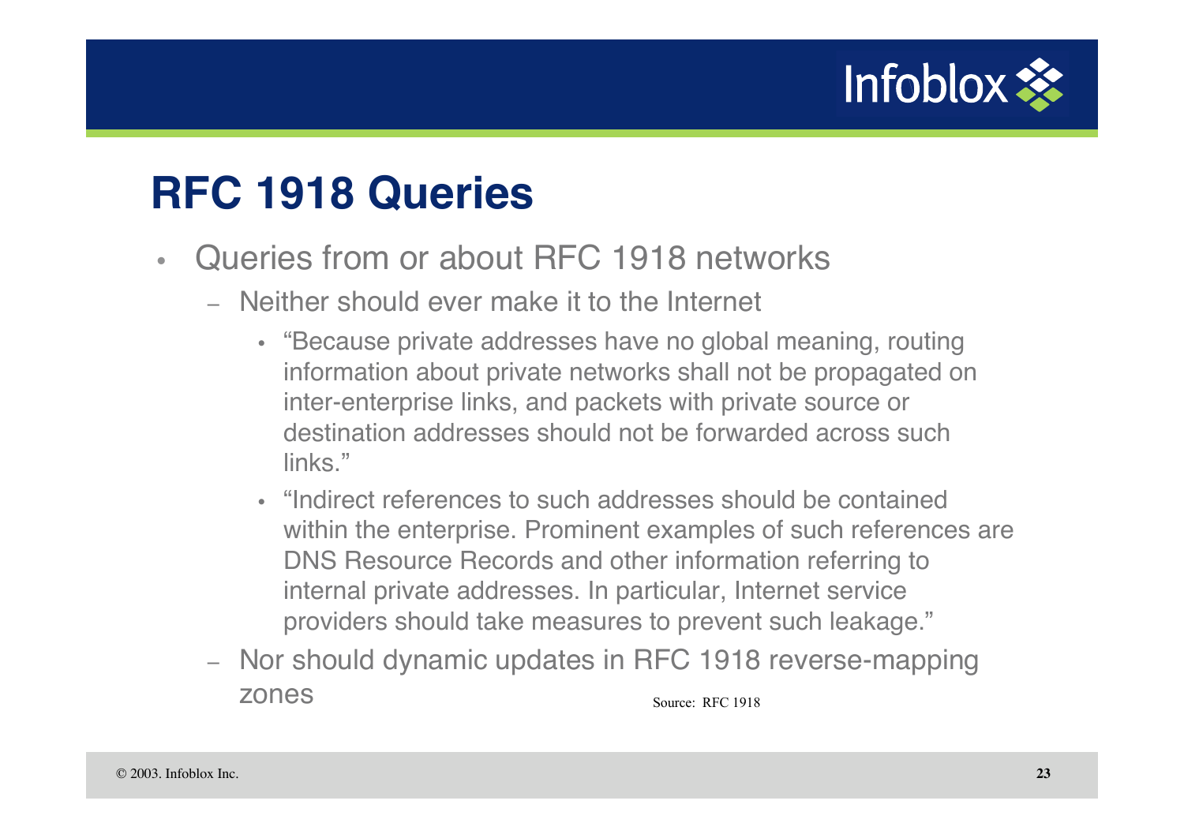# RFC 1918 Queries

- Queries from or about RFC 1918 networks
  - Neither should ever make it to the Internet
    - "Because private addresses have no global meaning, routing information about private networks shall not be propagated on inter-enterprise links, and packets with private source or destination addresses should not be forwarded across such links."
    - "Indirect references to such addresses should be contained within the enterprise. Prominent examples of such references are DNS Resource Records and other information referring to internal private addresses. In particular, Internet service providers should take measures to prevent such leakage."
  - Nor should dynamic updates in RFC 1918 reverse-mapping zones

Source: RFC 1918

© 2003. Infoblox Inc.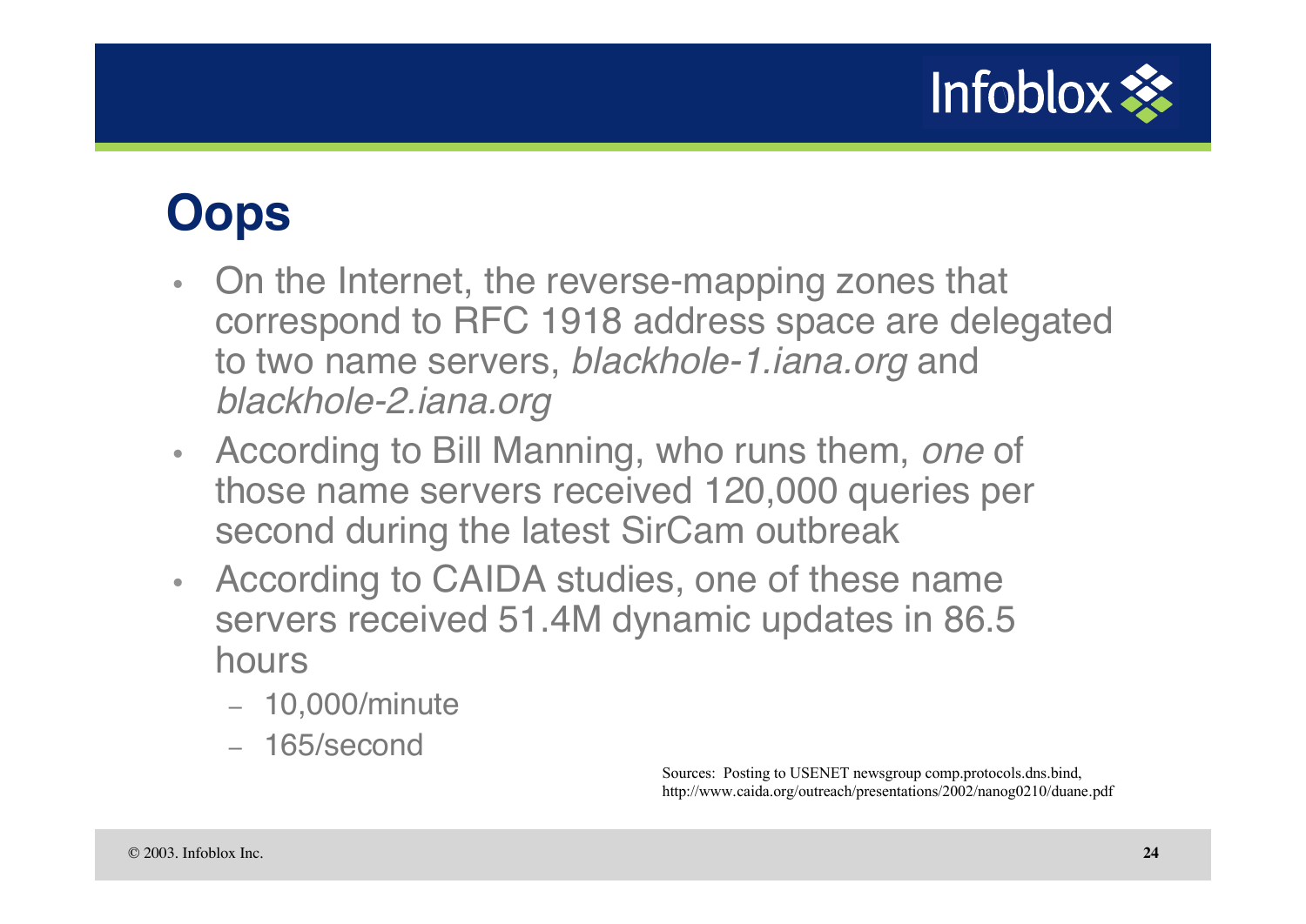# Oops

- On the Internet, the reverse-mapping zones that correspond to RFC 1918 address space are delegated to two name servers, *blackhole-1.iana.org* and *blackhole-2.iana.org*
- According to Bill Manning, who runs them, *one* of those name servers received 120,000 queries per second during the latest SirCam outbreak
- According to CAIDA studies, one of these name servers received 51.4M dynamic updates in 86.5 hours
  - 10,000/minute
  - 165/second

Sources: Posting to USENET newsgroup comp.protocols.dns.bind, http://www.caida.org/outreach/presentations/2002/nanog0210/duane.pdf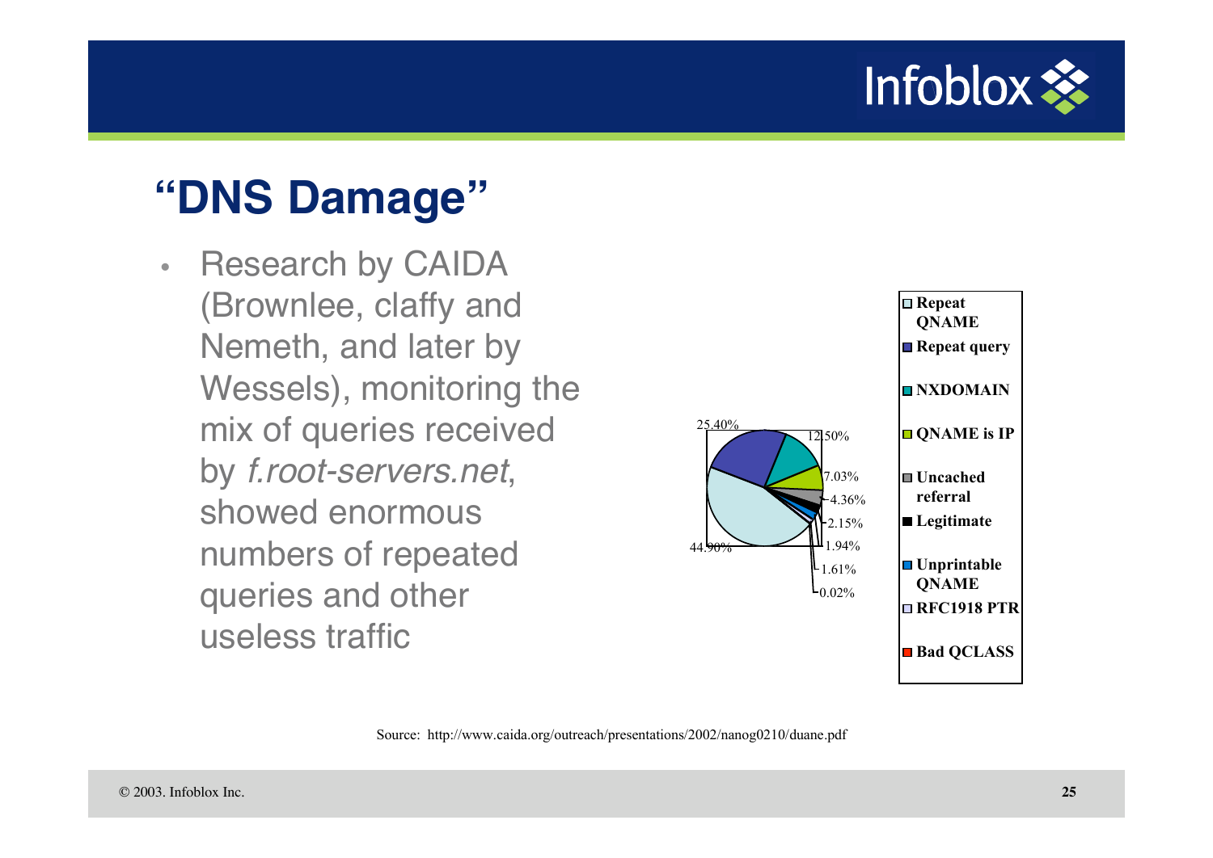# "DNS Damage"

- Research by CAIDA (Brownlee, claffy and Nemeth, and later by Wessels), monitoring the mix of queries received by *f.root-servers.net*, showed enormous numbers of repeated queries and other useless traffic

| Category | Percentage |
| --- | --- |
| Repeat QNAME | 44.90% |
| Repeat query | 25.40% |
| NXDOMAIN | 12.50% |
| QNAME is IP | 7.03% |
| Uncached referral | 4.36% |
| Legitimate | 2.15% |
| Unprintable QNAME | 1.94% |
| RFC1918 PTR | 1.61% |
| Bad QCLASS | 0.02% |

Source: http://www.caida.org/outreach/presentations/2002/nanog0210/duane.pdf

© 2003. Infoblox Inc.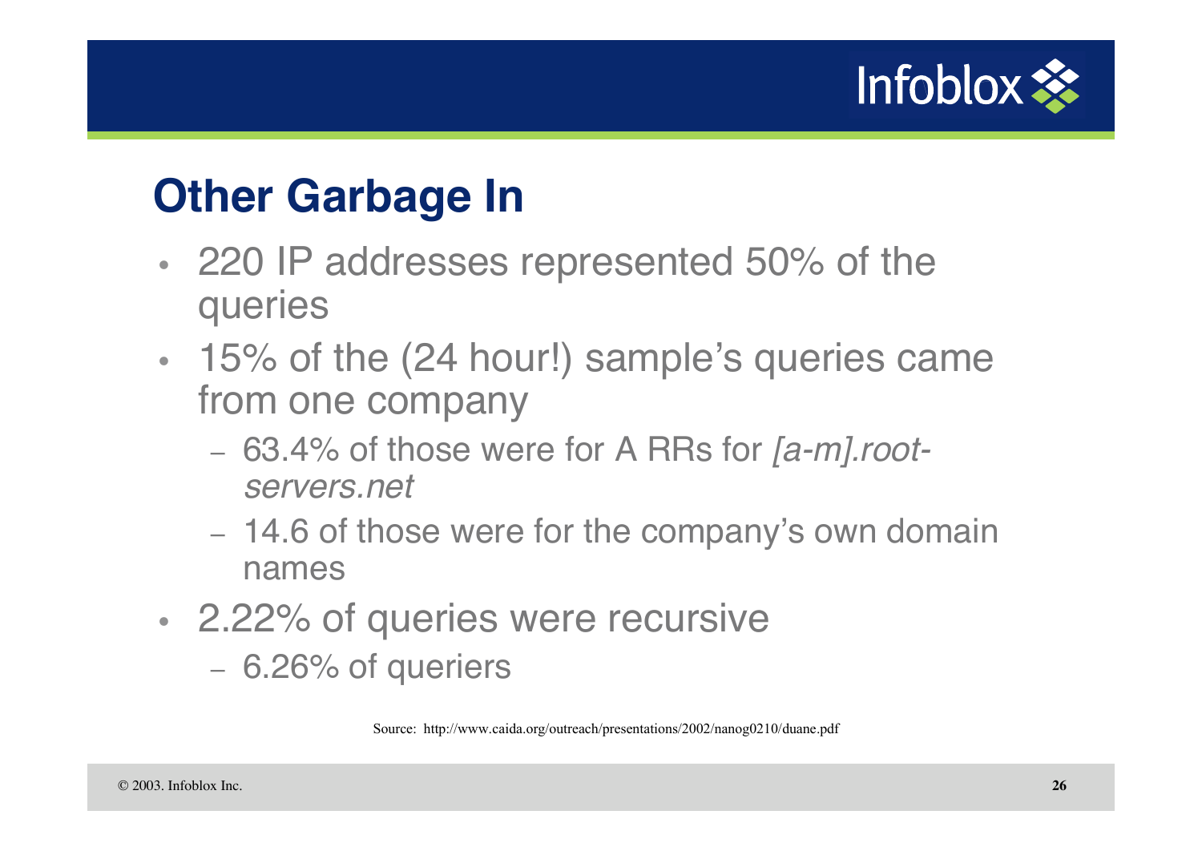# Other Garbage In

- 220 IP addresses represented 50% of the queries
- 15% of the (24 hour!) sample's queries came from one company
  - 63.4% of those were for A RRs for *[a-m].root-servers.net*
  - 14.6 of those were for the company's own domain names
- 2.22% of queries were recursive
  - 6.26% of queriers

Source: http://www.caida.org/outreach/presentations/2002/nanog0210/duane.pdf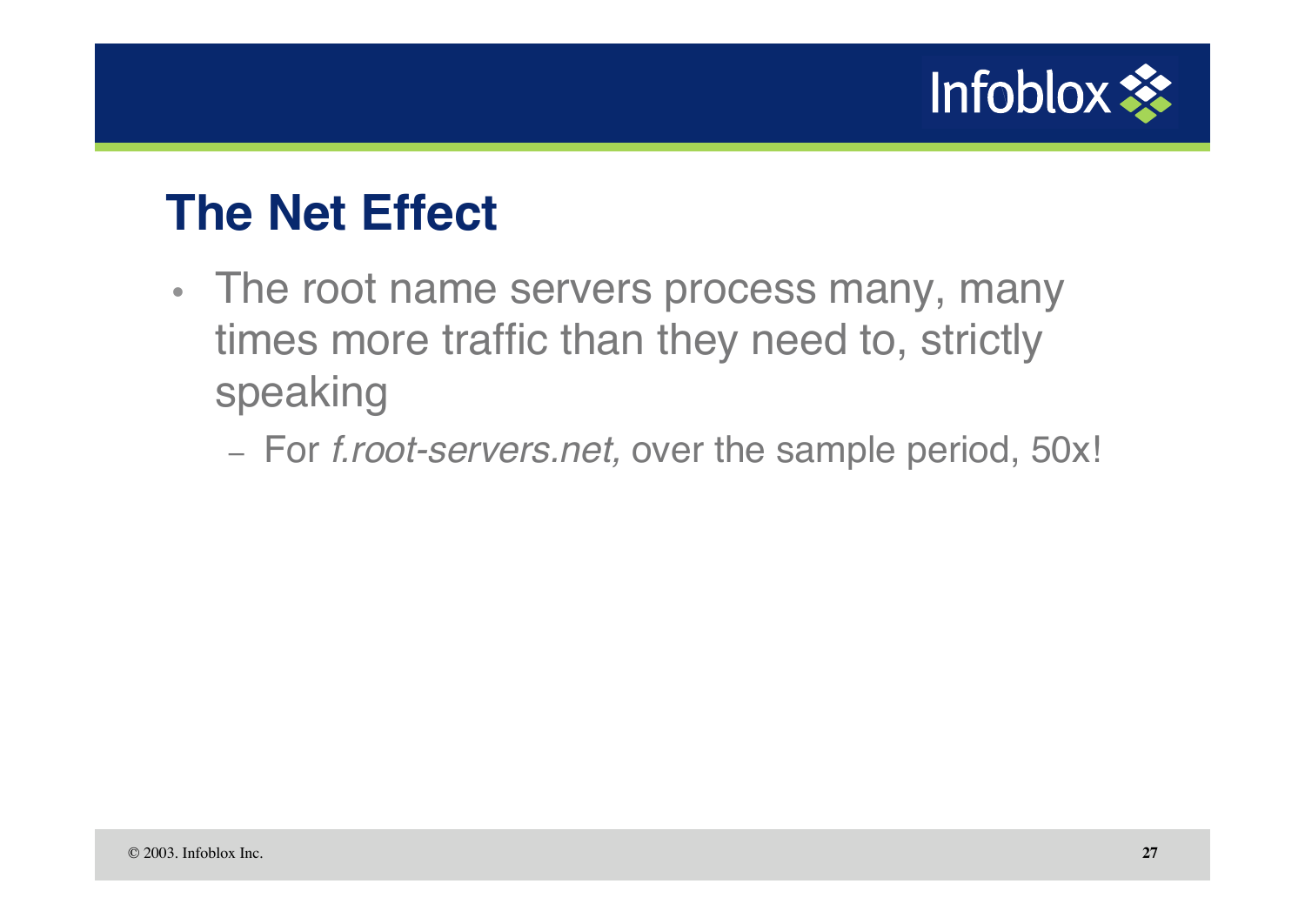# The Net Effect

- The root name servers process many, many times more traffic than they need to, strictly speaking
  - For *f.root-servers.net,* over the sample period, 50x!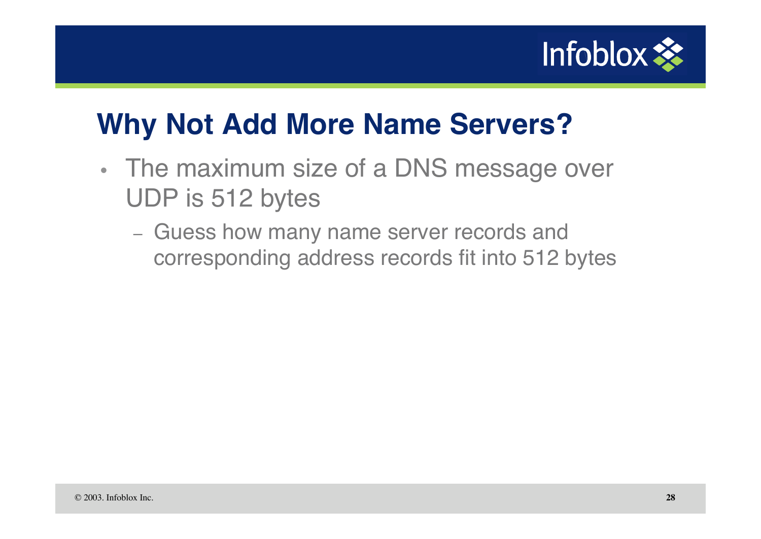# Why Not Add More Name Servers?

- The maximum size of a DNS message over UDP is 512 bytes
  - Guess how many name server records and corresponding address records fit into 512 bytes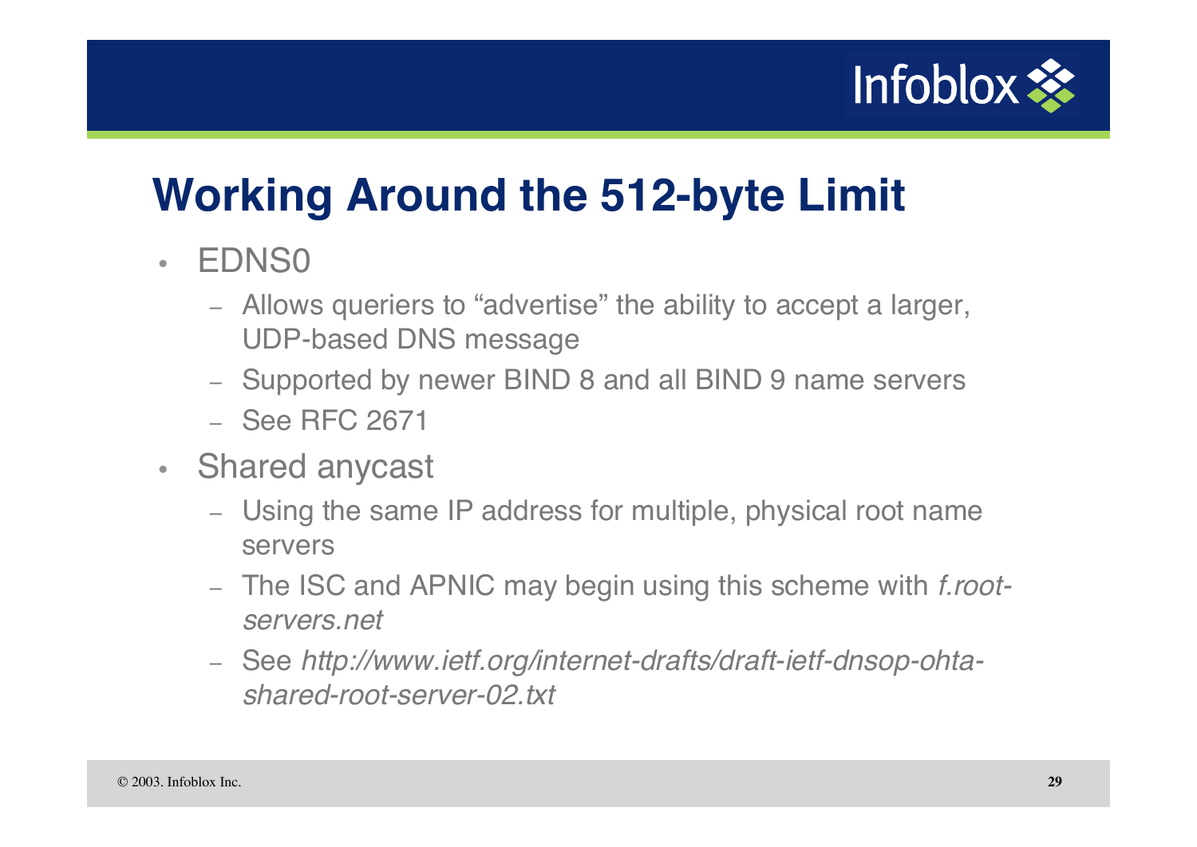# Working Around the 512-byte Limit

- EDNS0
  - Allows queriers to “advertise” the ability to accept a larger, UDP-based DNS message
  - Supported by newer BIND 8 and all BIND 9 name servers
  - See RFC 2671
- Shared anycast
  - Using the same IP address for multiple, physical root name servers
  - The ISC and APNIC may begin using this scheme with *f.root-servers.net*
  - See *http://www.ietf.org/internet-drafts/draft-ietf-dnsop-ohta-shared-root-server-02.txt*

© 2003. Infoblox Inc.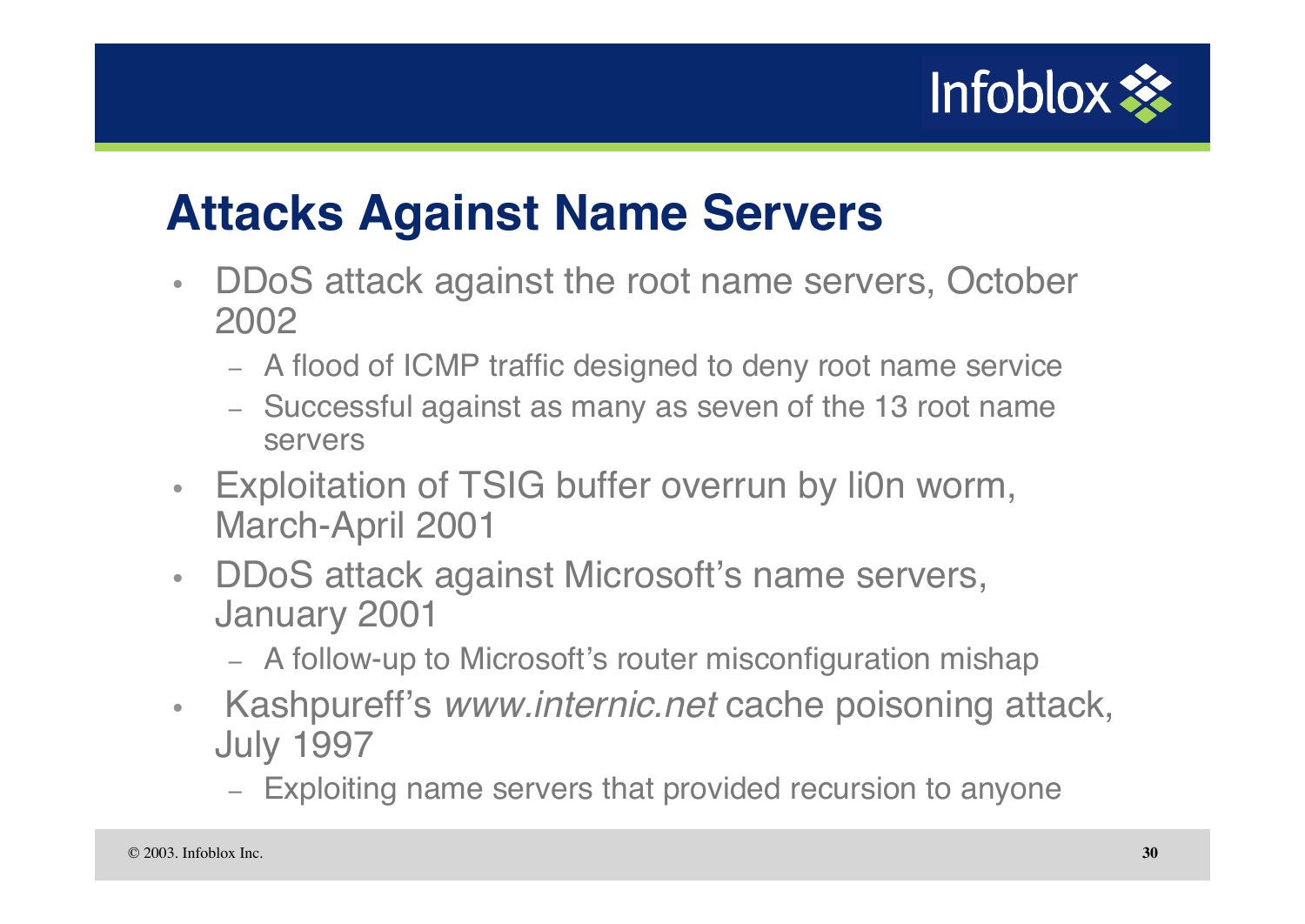# Attacks Against Name Servers

- DDoS attack against the root name servers, October 2002
  - A flood of ICMP traffic designed to deny root name service
  - Successful against as many as seven of the 13 root name servers
- Exploitation of TSIG buffer overrun by li0n worm, March-April 2001
- DDoS attack against Microsoft's name servers, January 2001
  - A follow-up to Microsoft's router misconfiguration mishap
- Kashpureff's *www.internic.net* cache poisoning attack, July 1997
  - Exploiting name servers that provided recursion to anyone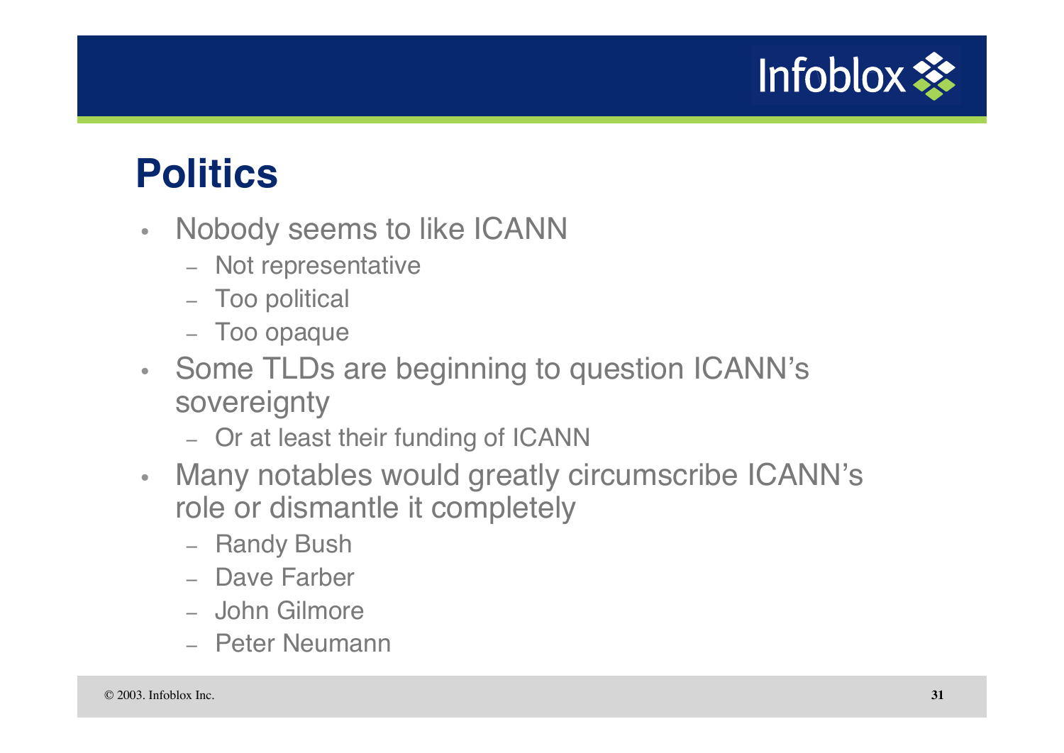# Politics

- Nobody seems to like ICANN
  - Not representative
  - Too political
  - Too opaque
- Some TLDs are beginning to question ICANN's sovereignty
  - Or at least their funding of ICANN
- Many notables would greatly circumscribe ICANN's role or dismantle it completely
  - Randy Bush
  - Dave Farber
  - John Gilmore
  - Peter Neumann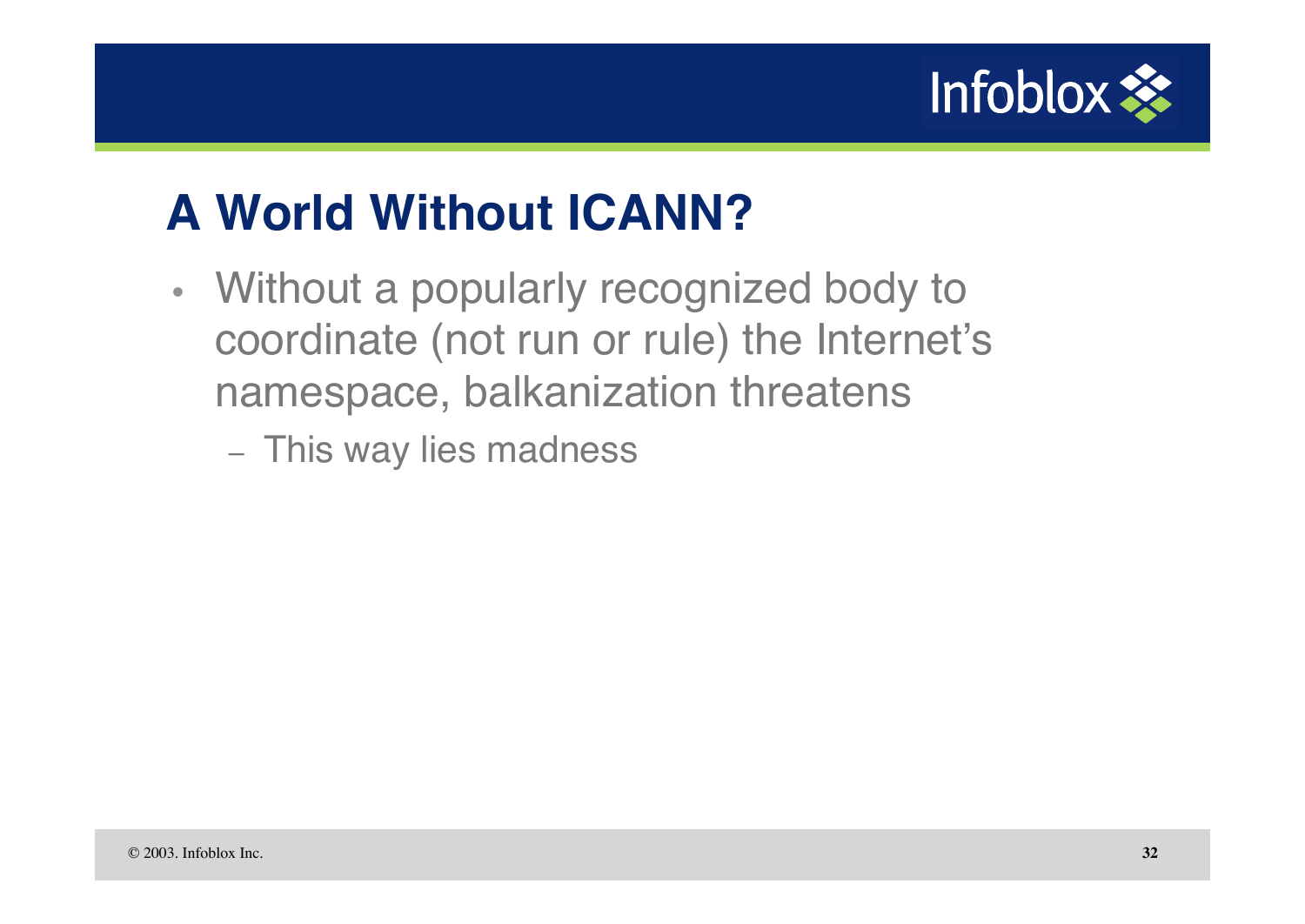# A World Without ICANN?

- Without a popularly recognized body to coordinate (not run or rule) the Internet's namespace, balkanization threatens
  - This way lies madness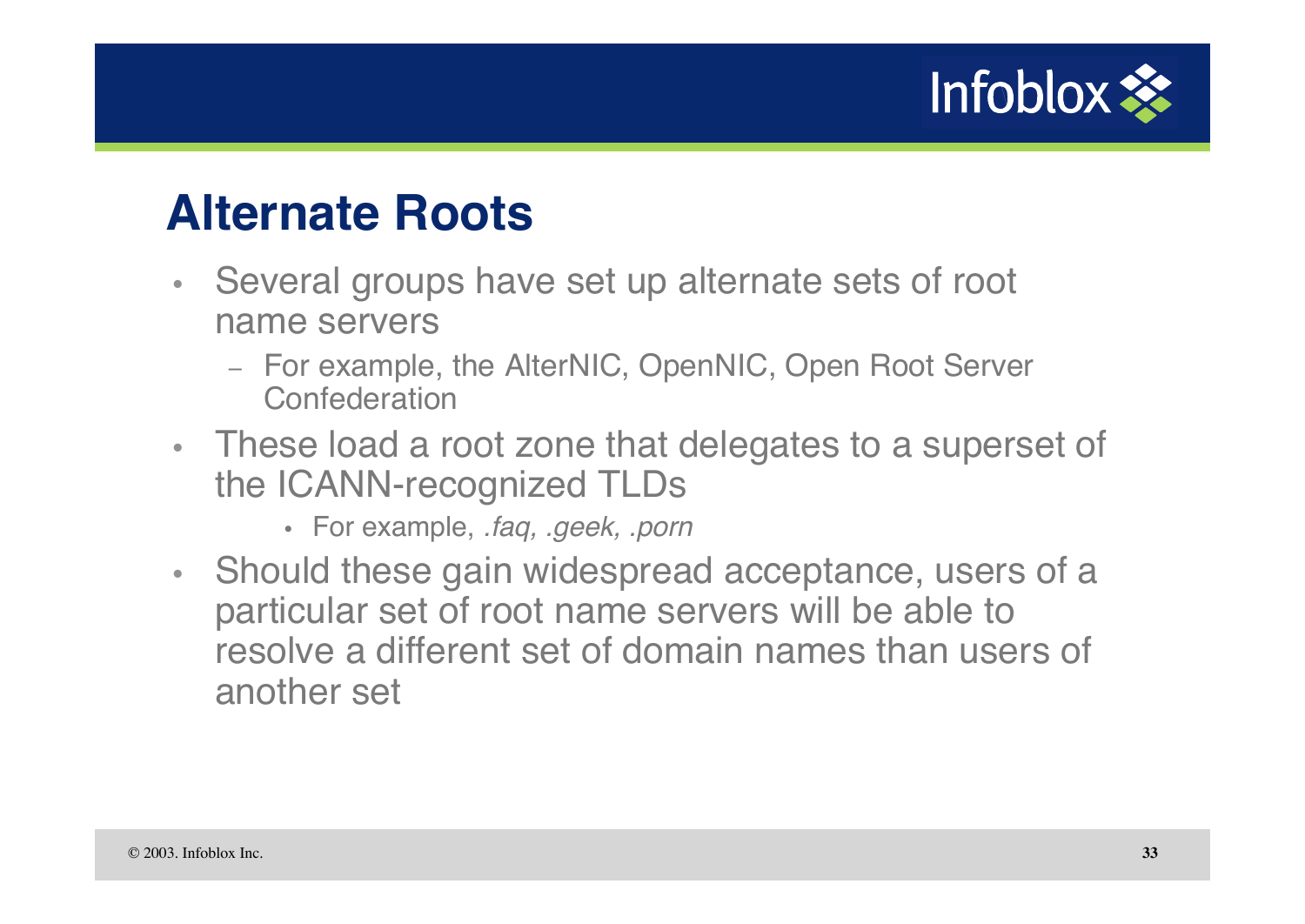## Alternate Roots

- Several groups have set up alternate sets of root name servers
  - For example, the AlterNIC, OpenNIC, Open Root Server Confederation
- These load a root zone that delegates to a superset of the ICANN-recognized TLDs
  - For example, *.faq, .geek, .porn*
- Should these gain widespread acceptance, users of a particular set of root name servers will be able to resolve a different set of domain names than users of another set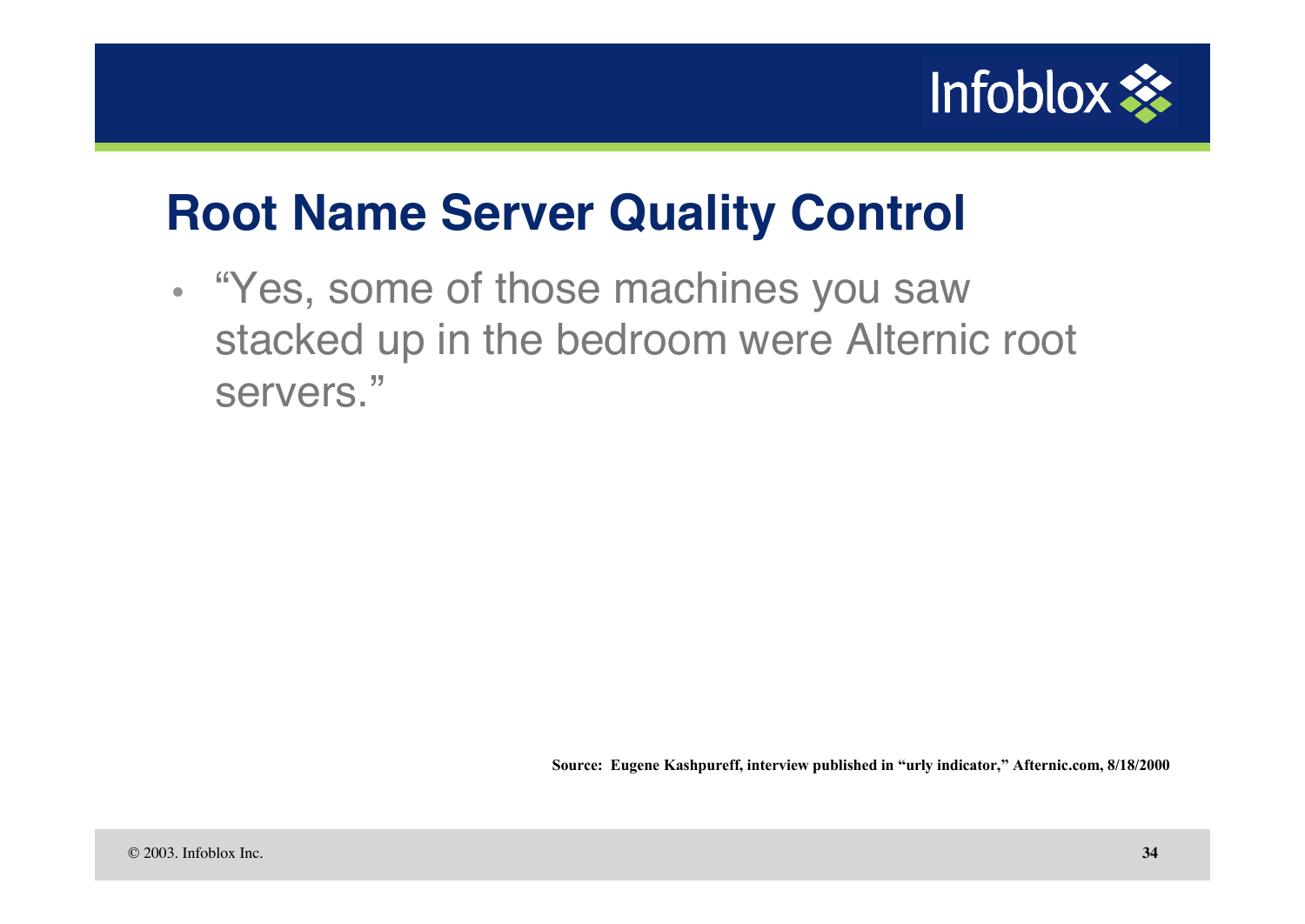# Root Name Server Quality Control

- “Yes, some of those machines you saw stacked up in the bedroom were Alternic root servers.”

**Source: Eugene Kashpureff, interview published in “urly indicator,” Afternic.com, 8/18/2000**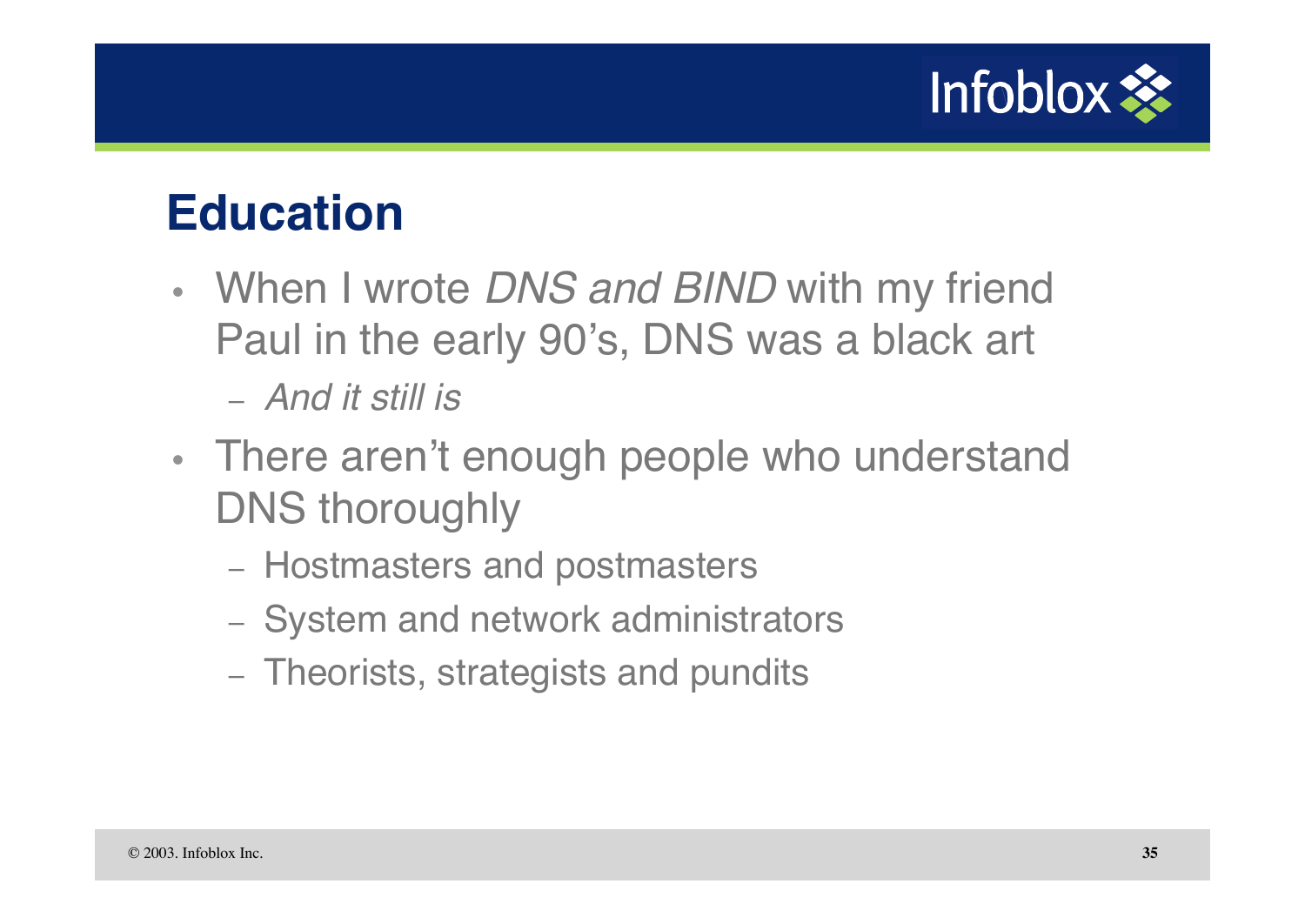## Education

- When I wrote *DNS and BIND* with my friend Paul in the early 90's, DNS was a black art
  - *And it still is*
- There aren't enough people who understand DNS thoroughly
  - Hostmasters and postmasters
  - System and network administrators
  - Theorists, strategists and pundits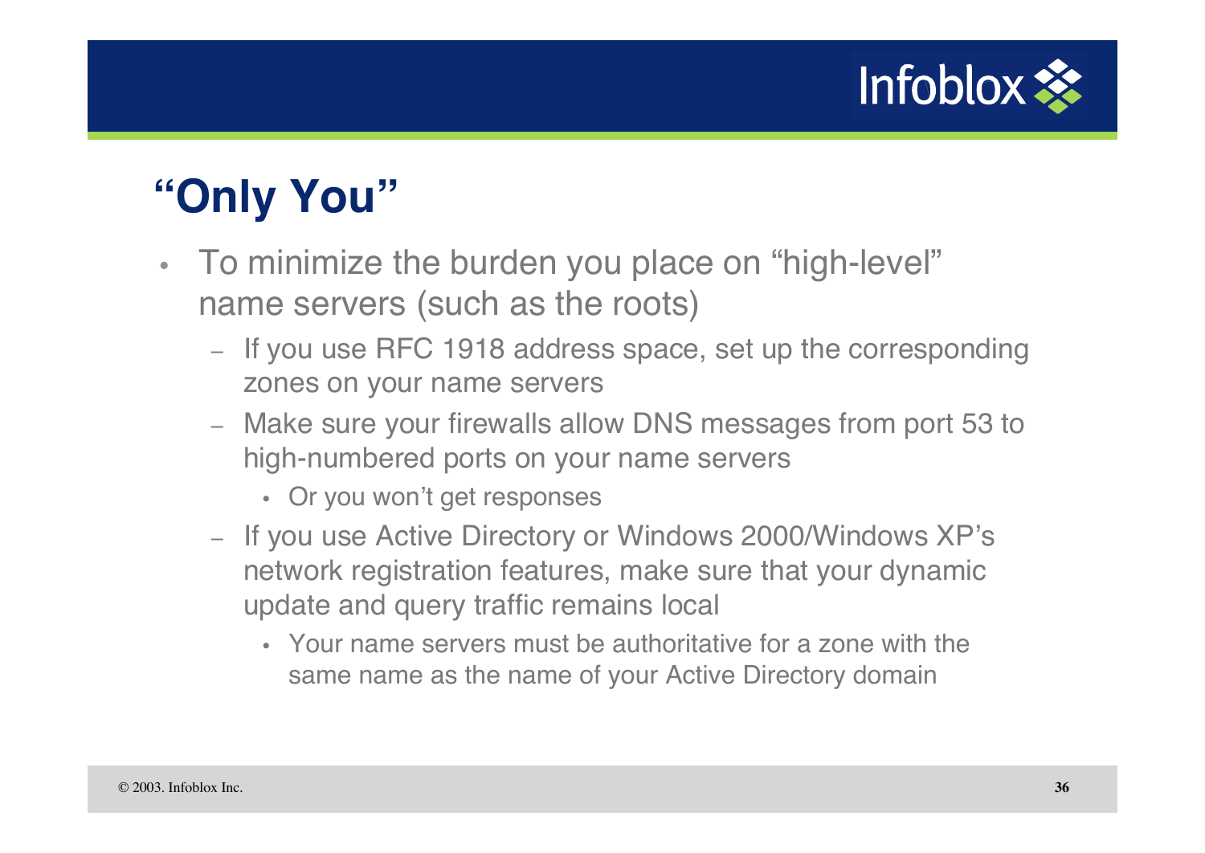# "Only You"

- To minimize the burden you place on "high-level" name servers (such as the roots)
  - If you use RFC 1918 address space, set up the corresponding zones on your name servers
  - Make sure your firewalls allow DNS messages from port 53 to high-numbered ports on your name servers
    - Or you won't get responses
  - If you use Active Directory or Windows 2000/Windows XP's network registration features, make sure that your dynamic update and query traffic remains local
    - Your name servers must be authoritative for a zone with the same name as the name of your Active Directory domain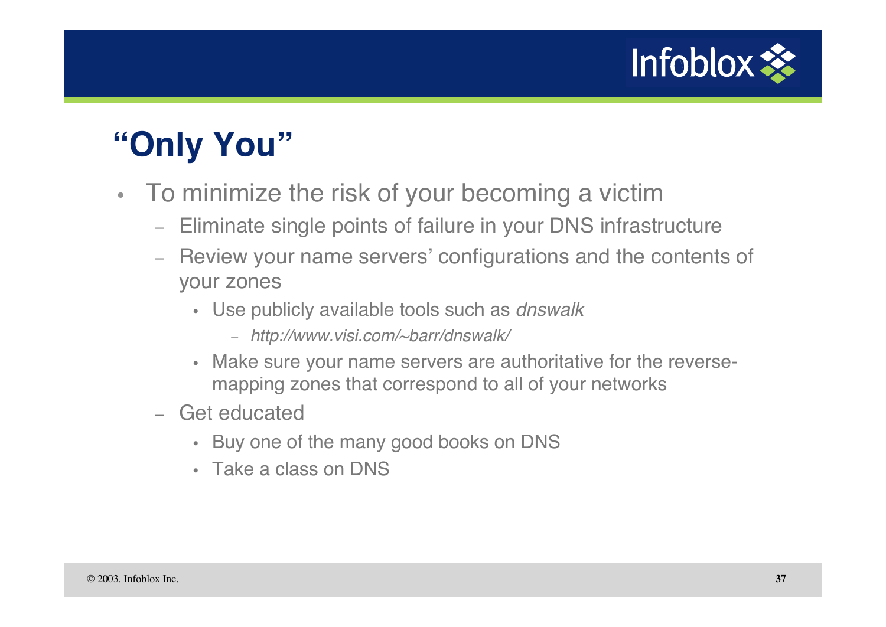# "Only You"

- To minimize the risk of your becoming a victim
  - Eliminate single points of failure in your DNS infrastructure
  - Review your name servers' configurations and the contents of your zones
    - Use publicly available tools such as *dnswalk*
      - *http://www.visi.com/~barr/dnswalk/*
    - Make sure your name servers are authoritative for the reverse-mapping zones that correspond to all of your networks
  - Get educated
    - Buy one of the many good books on DNS
    - Take a class on DNS